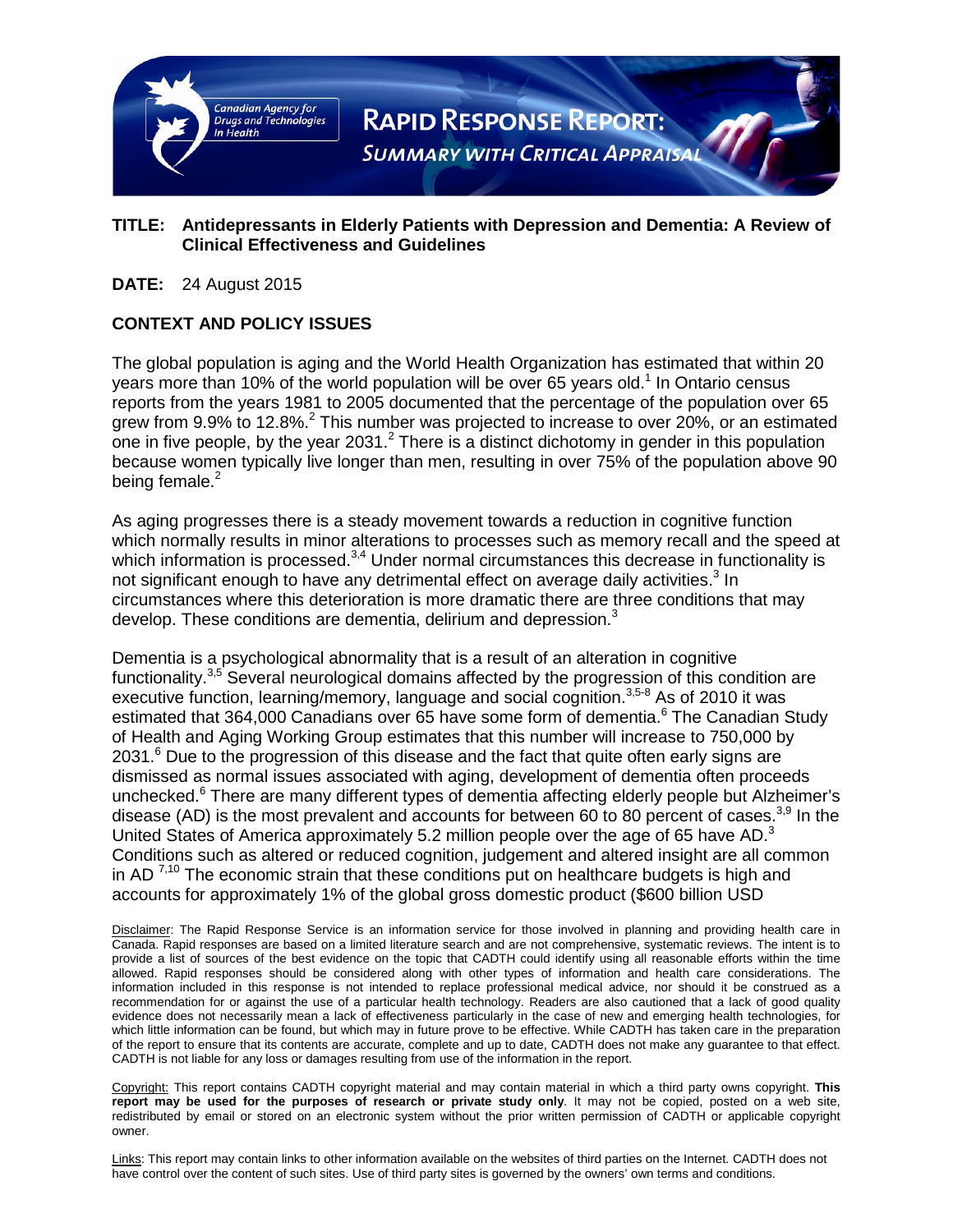Canadian Agency for Drugs and Technologies in Health

# RAPID RESPONSE REPORT: SUMMARY WITH CRITICAL APPRAISAL

**TITLE: Antidepressants in Elderly Patients with Depression and Dementia: A Review of Clinical Effectiveness and Guidelines**

**DATE:** 24 August 2015

## CONTEXT AND POLICY ISSUES

The global population is aging and the World Health Organization has estimated that within 20 years more than 10% of the world population will be over 65 years old.[1] In Ontario census reports from the years 1981 to 2005 documented that the percentage of the population over 65 grew from 9.9% to 12.8%.[2] This number was projected to increase to over 20%, or an estimated one in five people, by the year 2031.[2] There is a distinct dichotomy in gender in this population because women typically live longer than men, resulting in over 75% of the population above 90 being female.[2]

As aging progresses there is a steady movement towards a reduction in cognitive function which normally results in minor alterations to processes such as memory recall and the speed at which information is processed.[3,4] Under normal circumstances this decrease in functionality is not significant enough to have any detrimental effect on average daily activities.[3] In circumstances where this deterioration is more dramatic there are three conditions that may develop. These conditions are dementia, delirium and depression.[3]

Dementia is a psychological abnormality that is a result of an alteration in cognitive functionality.[3,5] Several neurological domains affected by the progression of this condition are executive function, learning/memory, language and social cognition.[3,5-8] As of 2010 it was estimated that 364,000 Canadians over 65 have some form of dementia.[6] The Canadian Study of Health and Aging Working Group estimates that this number will increase to 750,000 by 2031.[6] Due to the progression of this disease and the fact that quite often early signs are dismissed as normal issues associated with aging, development of dementia often proceeds unchecked.[6] There are many different types of dementia affecting elderly people but Alzheimer's disease (AD) is the most prevalent and accounts for between 60 to 80 percent of cases.[3,9] In the United States of America approximately 5.2 million people over the age of 65 have AD.[3] Conditions such as altered or reduced cognition, judgement and altered insight are all common in AD [7,10] The economic strain that these conditions put on healthcare budgets is high and accounts for approximately 1% of the global gross domestic product ($600 billion USD

Disclaimer: The Rapid Response Service is an information service for those involved in planning and providing health care in Canada. Rapid responses are based on a limited literature search and are not comprehensive, systematic reviews. The intent is to provide a list of sources of the best evidence on the topic that CADTH could identify using all reasonable efforts within the time allowed. Rapid responses should be considered along with other types of information and health care considerations. The information included in this response is not intended to replace professional medical advice, nor should it be construed as a recommendation for or against the use of a particular health technology. Readers are also cautioned that a lack of good quality evidence does not necessarily mean a lack of effectiveness particularly in the case of new and emerging health technologies, for which little information can be found, but which may in future prove to be effective. While CADTH has taken care in the preparation of the report to ensure that its contents are accurate, complete and up to date, CADTH does not make any guarantee to that effect. CADTH is not liable for any loss or damages resulting from use of the information in the report.

Copyright: This report contains CADTH copyright material and may contain material in which a third party owns copyright. **This report may be used for the purposes of research or private study only**. It may not be copied, posted on a web site, redistributed by email or stored on an electronic system without the prior written permission of CADTH or applicable copyright owner.

Links: This report may contain links to other information available on the websites of third parties on the Internet. CADTH does not have control over the content of such sites. Use of third party sites is governed by the owners' own terms and conditions.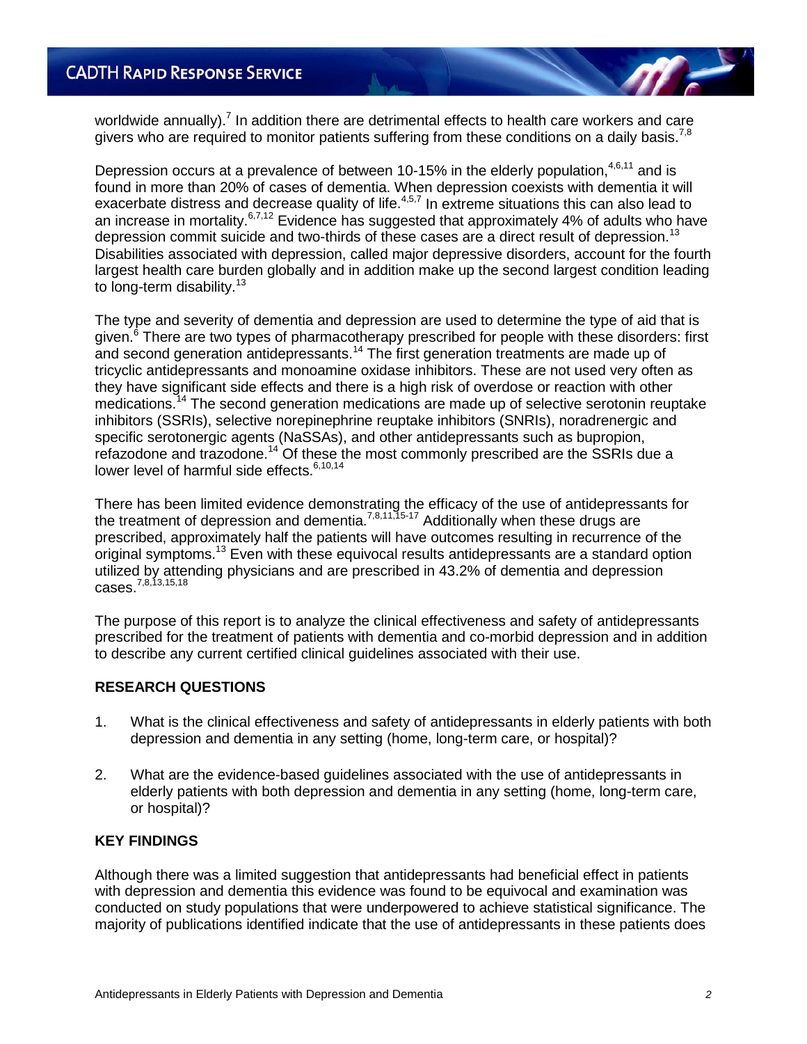worldwide annually).[7] In addition there are detrimental effects to health care workers and care givers who are required to monitor patients suffering from these conditions on a daily basis.[7,8]

Depression occurs at a prevalence of between 10-15% in the elderly population,[4,6,11] and is found in more than 20% of cases of dementia. When depression coexists with dementia it will exacerbate distress and decrease quality of life.[4,5,7] In extreme situations this can also lead to an increase in mortality.[6,7,12] Evidence has suggested that approximately 4% of adults who have depression commit suicide and two-thirds of these cases are a direct result of depression.[13] Disabilities associated with depression, called major depressive disorders, account for the fourth largest health care burden globally and in addition make up the second largest condition leading to long-term disability.[13]

The type and severity of dementia and depression are used to determine the type of aid that is given.[6] There are two types of pharmacotherapy prescribed for people with these disorders: first and second generation antidepressants.[14] The first generation treatments are made up of tricyclic antidepressants and monoamine oxidase inhibitors. These are not used very often as they have significant side effects and there is a high risk of overdose or reaction with other medications.[14] The second generation medications are made up of selective serotonin reuptake inhibitors (SSRIs), selective norepinephrine reuptake inhibitors (SNRIs), noradrenergic and specific serotonergic agents (NaSSAs), and other antidepressants such as bupropion, refazodone and trazodone.[14] Of these the most commonly prescribed are the SSRIs due a lower level of harmful side effects.[6,10,14]

There has been limited evidence demonstrating the efficacy of the use of antidepressants for the treatment of depression and dementia.[7,8,11,15-17] Additionally when these drugs are prescribed, approximately half the patients will have outcomes resulting in recurrence of the original symptoms.[13] Even with these equivocal results antidepressants are a standard option utilized by attending physicians and are prescribed in 43.2% of dementia and depression cases.[7,8,13,15,18]

The purpose of this report is to analyze the clinical effectiveness and safety of antidepressants prescribed for the treatment of patients with dementia and co-morbid depression and in addition to describe any current certified clinical guidelines associated with their use.

## RESEARCH QUESTIONS

1. What is the clinical effectiveness and safety of antidepressants in elderly patients with both depression and dementia in any setting (home, long-term care, or hospital)?

2. What are the evidence-based guidelines associated with the use of antidepressants in elderly patients with both depression and dementia in any setting (home, long-term care, or hospital)?

## KEY FINDINGS

Although there was a limited suggestion that antidepressants had beneficial effect in patients with depression and dementia this evidence was found to be equivocal and examination was conducted on study populations that were underpowered to achieve statistical significance. The majority of publications identified indicate that the use of antidepressants in these patients does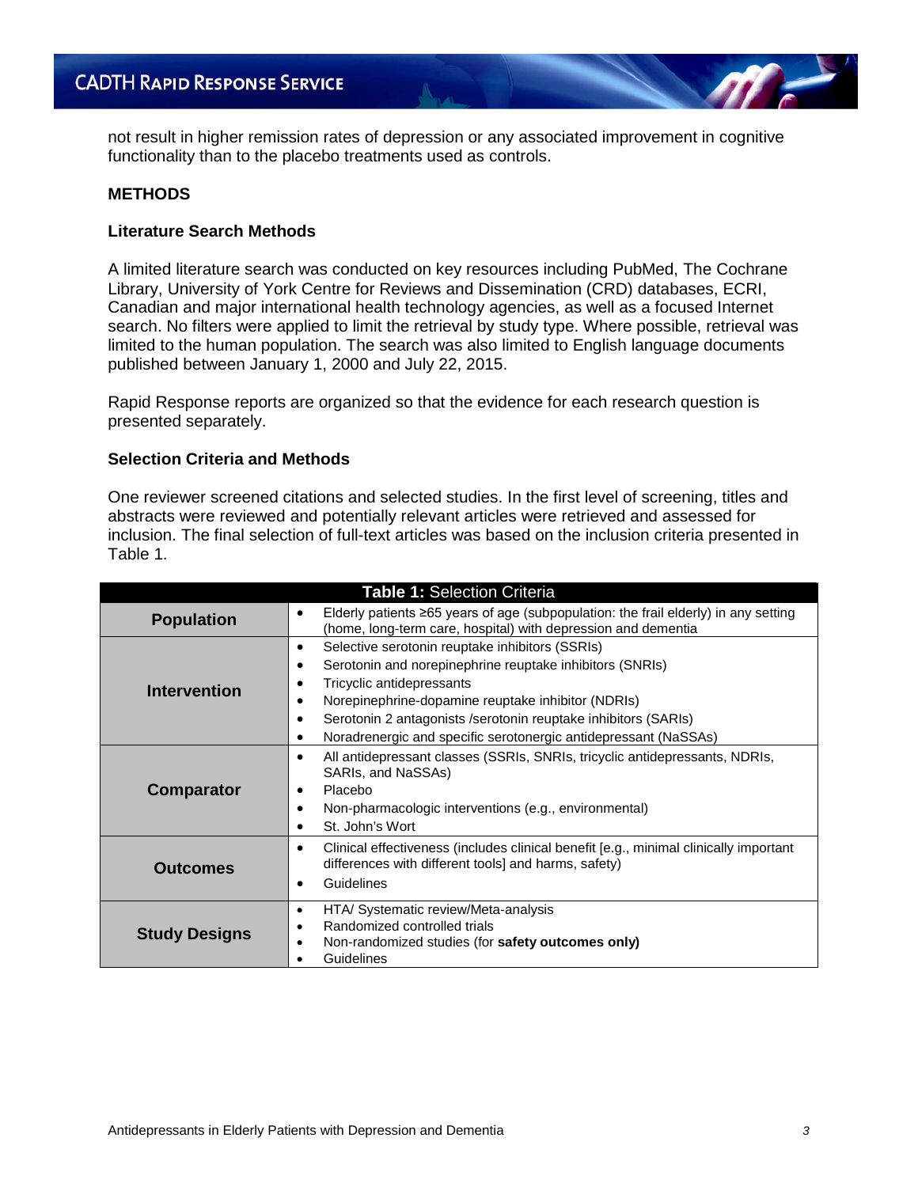not result in higher remission rates of depression or any associated improvement in cognitive functionality than to the placebo treatments used as controls.

## METHODS

### Literature Search Methods

A limited literature search was conducted on key resources including PubMed, The Cochrane Library, University of York Centre for Reviews and Dissemination (CRD) databases, ECRI, Canadian and major international health technology agencies, as well as a focused Internet search. No filters were applied to limit the retrieval by study type. Where possible, retrieval was limited to the human population. The search was also limited to English language documents published between January 1, 2000 and July 22, 2015.

Rapid Response reports are organized so that the evidence for each research question is presented separately.

### Selection Criteria and Methods

One reviewer screened citations and selected studies. In the first level of screening, titles and abstracts were reviewed and potentially relevant articles were retrieved and assessed for inclusion. The final selection of full-text articles was based on the inclusion criteria presented in Table 1.

**Table 1:** Selection Criteria

| | |
|---|---|
| **Population** | • Elderly patients ≥65 years of age (subpopulation: the frail elderly) in any setting (home, long-term care, hospital) with depression and dementia |
| **Intervention** | • Selective serotonin reuptake inhibitors (SSRIs)<br>• Serotonin and norepinephrine reuptake inhibitors (SNRIs)<br>• Tricyclic antidepressants<br>• Norepinephrine-dopamine reuptake inhibitor (NDRIs)<br>• Serotonin 2 antagonists /serotonin reuptake inhibitors (SARIs)<br>• Noradrenergic and specific serotonergic antidepressant (NaSSAs) |
| **Comparator** | • All antidepressant classes (SSRIs, SNRIs, tricyclic antidepressants, NDRIs, SARIs, and NaSSAs)<br>• Placebo<br>• Non-pharmacologic interventions (e.g., environmental)<br>• St. John's Wort |
| **Outcomes** | • Clinical effectiveness (includes clinical benefit [e.g., minimal clinically important differences with different tools] and harms, safety)<br>• Guidelines |
| **Study Designs** | • HTA/ Systematic review/Meta-analysis<br>• Randomized controlled trials<br>• Non-randomized studies (for **safety outcomes only)**<br>• Guidelines |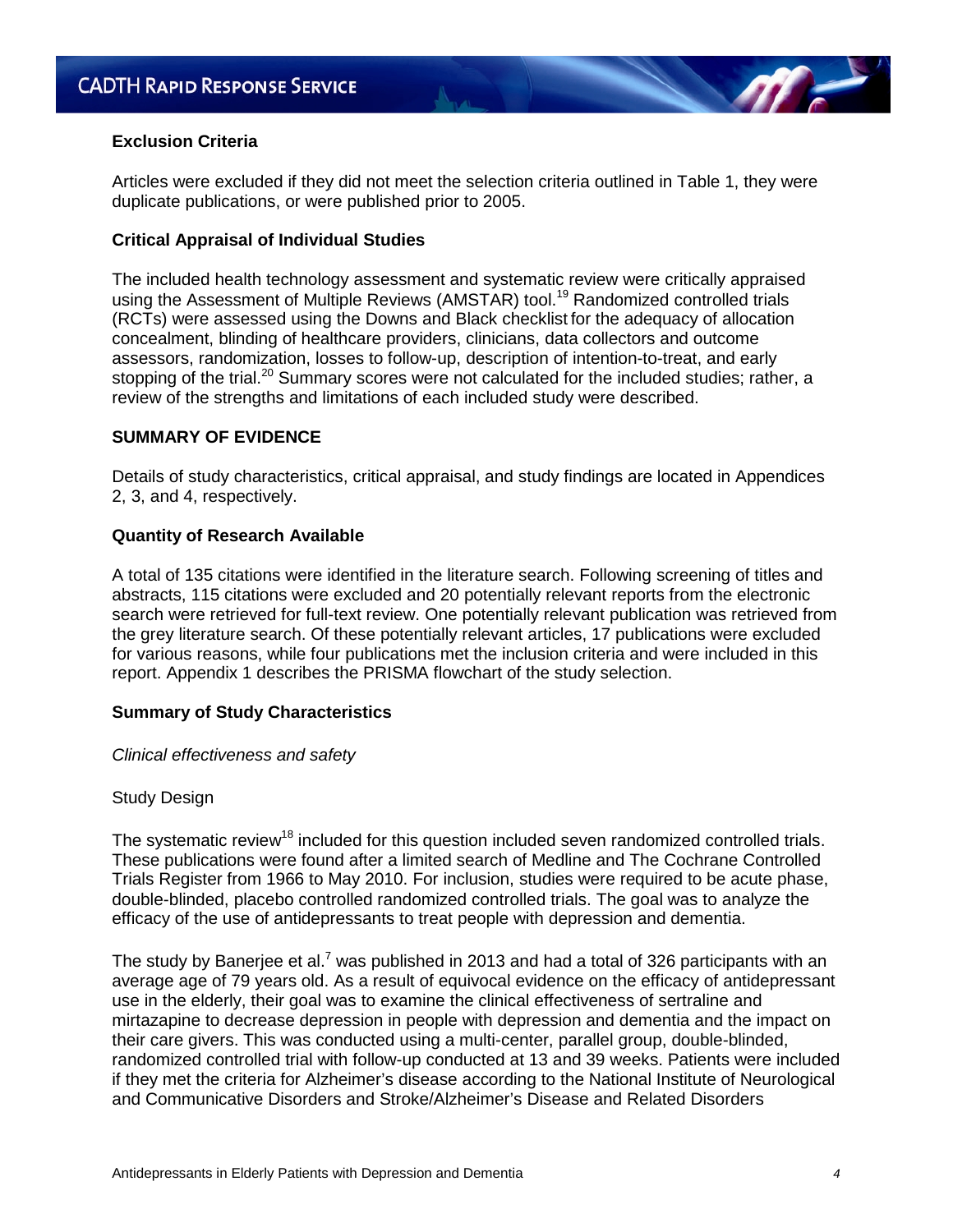### Exclusion Criteria

Articles were excluded if they did not meet the selection criteria outlined in Table 1, they were duplicate publications, or were published prior to 2005.

### Critical Appraisal of Individual Studies

The included health technology assessment and systematic review were critically appraised using the Assessment of Multiple Reviews (AMSTAR) tool.[19] Randomized controlled trials (RCTs) were assessed using the Downs and Black checklist for the adequacy of allocation concealment, blinding of healthcare providers, clinicians, data collectors and outcome assessors, randomization, losses to follow-up, description of intention-to-treat, and early stopping of the trial.[20] Summary scores were not calculated for the included studies; rather, a review of the strengths and limitations of each included study were described.

## SUMMARY OF EVIDENCE

Details of study characteristics, critical appraisal, and study findings are located in Appendices 2, 3, and 4, respectively.

### Quantity of Research Available

A total of 135 citations were identified in the literature search. Following screening of titles and abstracts, 115 citations were excluded and 20 potentially relevant reports from the electronic search were retrieved for full-text review. One potentially relevant publication was retrieved from the grey literature search. Of these potentially relevant articles, 17 publications were excluded for various reasons, while four publications met the inclusion criteria and were included in this report. Appendix 1 describes the PRISMA flowchart of the study selection.

### Summary of Study Characteristics

*Clinical effectiveness and safety*

Study Design

The systematic review[18] included for this question included seven randomized controlled trials. These publications were found after a limited search of Medline and The Cochrane Controlled Trials Register from 1966 to May 2010. For inclusion, studies were required to be acute phase, double-blinded, placebo controlled randomized controlled trials. The goal was to analyze the efficacy of the use of antidepressants to treat people with depression and dementia.

The study by Banerjee et al.[7] was published in 2013 and had a total of 326 participants with an average age of 79 years old. As a result of equivocal evidence on the efficacy of antidepressant use in the elderly, their goal was to examine the clinical effectiveness of sertraline and mirtazapine to decrease depression in people with depression and dementia and the impact on their care givers. This was conducted using a multi-center, parallel group, double-blinded, randomized controlled trial with follow-up conducted at 13 and 39 weeks. Patients were included if they met the criteria for Alzheimer's disease according to the National Institute of Neurological and Communicative Disorders and Stroke/Alzheimer's Disease and Related Disorders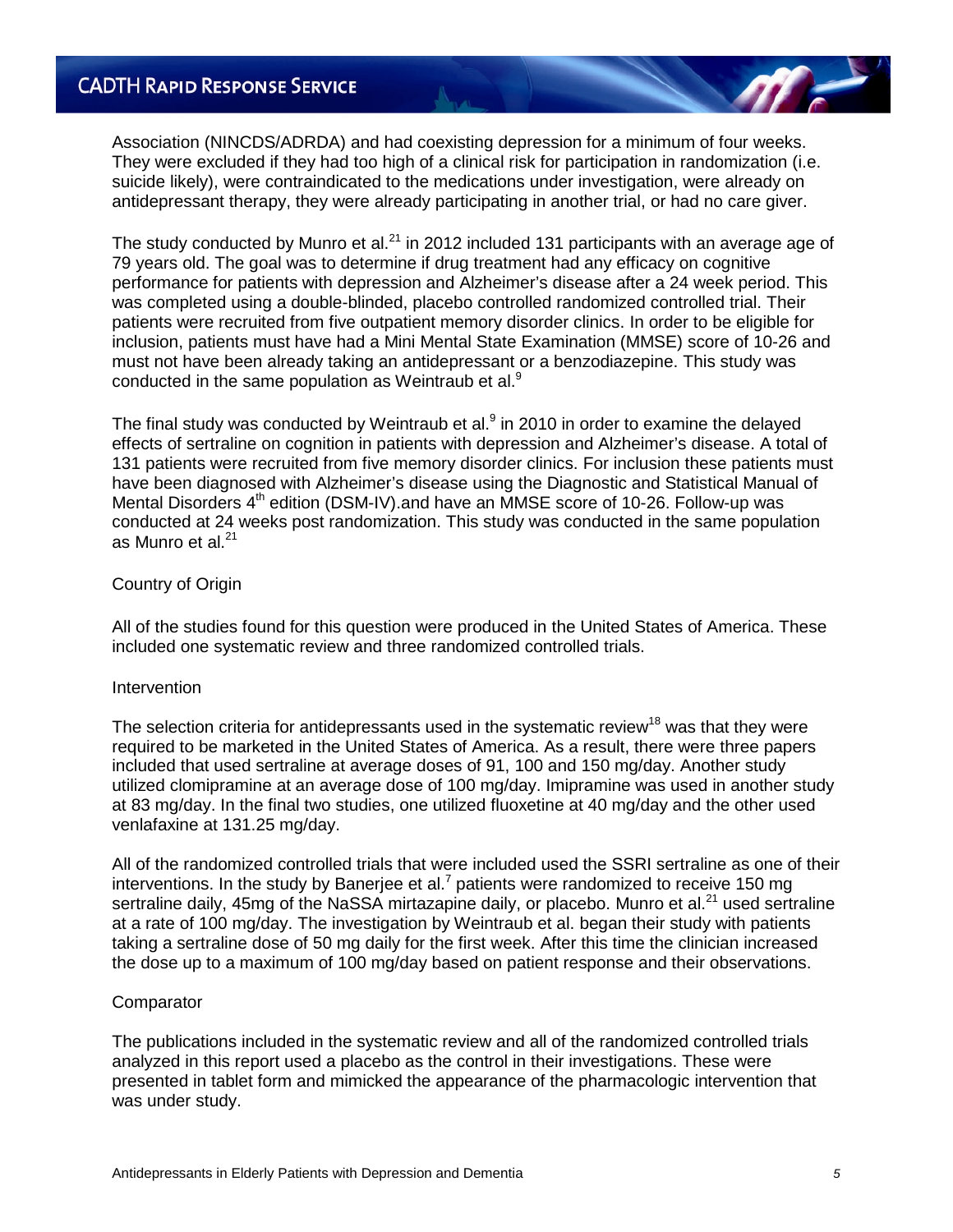Association (NINCDS/ADRDA) and had coexisting depression for a minimum of four weeks. They were excluded if they had too high of a clinical risk for participation in randomization (i.e. suicide likely), were contraindicated to the medications under investigation, were already on antidepressant therapy, they were already participating in another trial, or had no care giver.

The study conducted by Munro et al.[21] in 2012 included 131 participants with an average age of 79 years old. The goal was to determine if drug treatment had any efficacy on cognitive performance for patients with depression and Alzheimer's disease after a 24 week period. This was completed using a double-blinded, placebo controlled randomized controlled trial. Their patients were recruited from five outpatient memory disorder clinics. In order to be eligible for inclusion, patients must have had a Mini Mental State Examination (MMSE) score of 10-26 and must not have been already taking an antidepressant or a benzodiazepine. This study was conducted in the same population as Weintraub et al.[9]

The final study was conducted by Weintraub et al.[9] in 2010 in order to examine the delayed effects of sertraline on cognition in patients with depression and Alzheimer's disease. A total of 131 patients were recruited from five memory disorder clinics. For inclusion these patients must have been diagnosed with Alzheimer's disease using the Diagnostic and Statistical Manual of Mental Disorders 4th edition (DSM-IV).and have an MMSE score of 10-26. Follow-up was conducted at 24 weeks post randomization. This study was conducted in the same population as Munro et al.[21]

### Country of Origin

All of the studies found for this question were produced in the United States of America. These included one systematic review and three randomized controlled trials.

### Intervention

The selection criteria for antidepressants used in the systematic review[18] was that they were required to be marketed in the United States of America. As a result, there were three papers included that used sertraline at average doses of 91, 100 and 150 mg/day. Another study utilized clomipramine at an average dose of 100 mg/day. Imipramine was used in another study at 83 mg/day. In the final two studies, one utilized fluoxetine at 40 mg/day and the other used venlafaxine at 131.25 mg/day.

All of the randomized controlled trials that were included used the SSRI sertraline as one of their interventions. In the study by Banerjee et al.[7] patients were randomized to receive 150 mg sertraline daily, 45mg of the NaSSA mirtazapine daily, or placebo. Munro et al.[21] used sertraline at a rate of 100 mg/day. The investigation by Weintraub et al. began their study with patients taking a sertraline dose of 50 mg daily for the first week. After this time the clinician increased the dose up to a maximum of 100 mg/day based on patient response and their observations.

### Comparator

The publications included in the systematic review and all of the randomized controlled trials analyzed in this report used a placebo as the control in their investigations. These were presented in tablet form and mimicked the appearance of the pharmacologic intervention that was under study.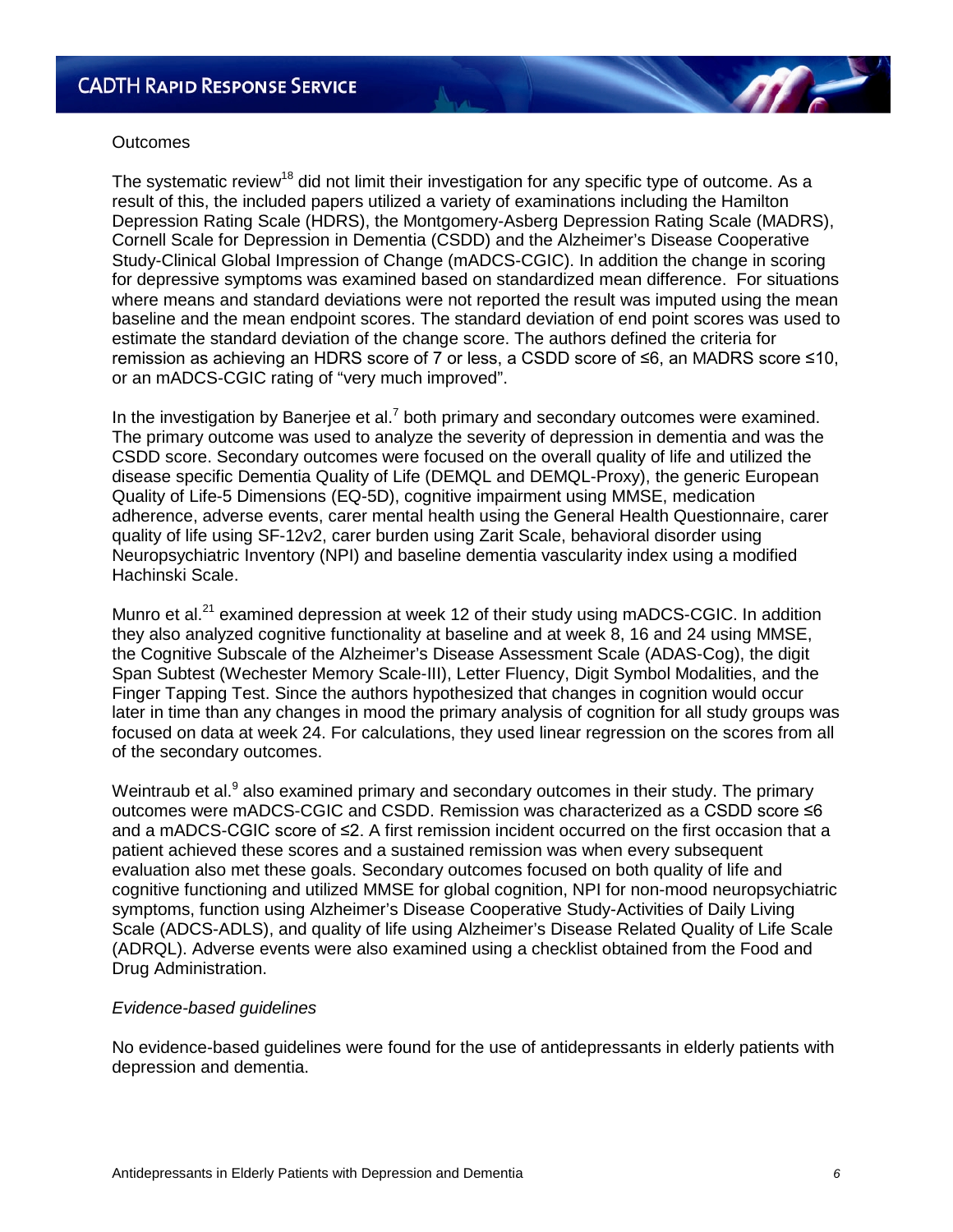Outcomes

The systematic review[18] did not limit their investigation for any specific type of outcome. As a result of this, the included papers utilized a variety of examinations including the Hamilton Depression Rating Scale (HDRS), the Montgomery-Asberg Depression Rating Scale (MADRS), Cornell Scale for Depression in Dementia (CSDD) and the Alzheimer's Disease Cooperative Study-Clinical Global Impression of Change (mADCS-CGIC). In addition the change in scoring for depressive symptoms was examined based on standardized mean difference. For situations where means and standard deviations were not reported the result was imputed using the mean baseline and the mean endpoint scores. The standard deviation of end point scores was used to estimate the standard deviation of the change score. The authors defined the criteria for remission as achieving an HDRS score of 7 or less, a CSDD score of ≤6, an MADRS score ≤10, or an mADCS-CGIC rating of "very much improved".

In the investigation by Banerjee et al.[7] both primary and secondary outcomes were examined. The primary outcome was used to analyze the severity of depression in dementia and was the CSDD score. Secondary outcomes were focused on the overall quality of life and utilized the disease specific Dementia Quality of Life (DEMQL and DEMQL-Proxy), the generic European Quality of Life-5 Dimensions (EQ-5D), cognitive impairment using MMSE, medication adherence, adverse events, carer mental health using the General Health Questionnaire, carer quality of life using SF-12v2, carer burden using Zarit Scale, behavioral disorder using Neuropsychiatric Inventory (NPI) and baseline dementia vascularity index using a modified Hachinski Scale.

Munro et al.[21] examined depression at week 12 of their study using mADCS-CGIC. In addition they also analyzed cognitive functionality at baseline and at week 8, 16 and 24 using MMSE, the Cognitive Subscale of the Alzheimer's Disease Assessment Scale (ADAS-Cog), the digit Span Subtest (Wechester Memory Scale-III), Letter Fluency, Digit Symbol Modalities, and the Finger Tapping Test. Since the authors hypothesized that changes in cognition would occur later in time than any changes in mood the primary analysis of cognition for all study groups was focused on data at week 24. For calculations, they used linear regression on the scores from all of the secondary outcomes.

Weintraub et al.[9] also examined primary and secondary outcomes in their study. The primary outcomes were mADCS-CGIC and CSDD. Remission was characterized as a CSDD score ≤6 and a mADCS-CGIC score of ≤2. A first remission incident occurred on the first occasion that a patient achieved these scores and a sustained remission was when every subsequent evaluation also met these goals. Secondary outcomes focused on both quality of life and cognitive functioning and utilized MMSE for global cognition, NPI for non-mood neuropsychiatric symptoms, function using Alzheimer's Disease Cooperative Study-Activities of Daily Living Scale (ADCS-ADLS), and quality of life using Alzheimer's Disease Related Quality of Life Scale (ADRQL). Adverse events were also examined using a checklist obtained from the Food and Drug Administration.

*Evidence-based guidelines*

No evidence-based guidelines were found for the use of antidepressants in elderly patients with depression and dementia.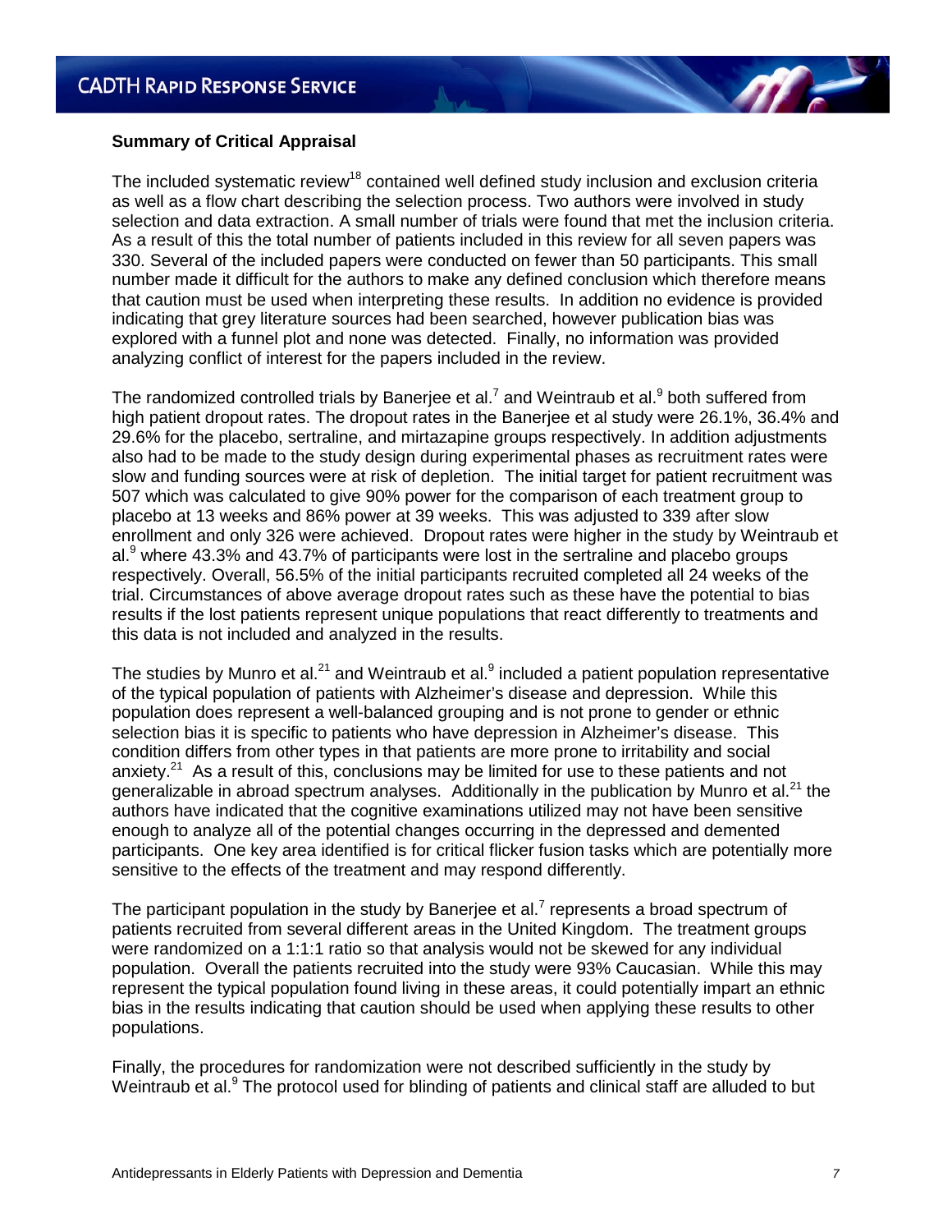**Summary of Critical Appraisal**

The included systematic review[18] contained well defined study inclusion and exclusion criteria as well as a flow chart describing the selection process. Two authors were involved in study selection and data extraction. A small number of trials were found that met the inclusion criteria. As a result of this the total number of patients included in this review for all seven papers was 330. Several of the included papers were conducted on fewer than 50 participants. This small number made it difficult for the authors to make any defined conclusion which therefore means that caution must be used when interpreting these results. In addition no evidence is provided indicating that grey literature sources had been searched, however publication bias was explored with a funnel plot and none was detected. Finally, no information was provided analyzing conflict of interest for the papers included in the review.

The randomized controlled trials by Banerjee et al.[7] and Weintraub et al.[9] both suffered from high patient dropout rates. The dropout rates in the Banerjee et al study were 26.1%, 36.4% and 29.6% for the placebo, sertraline, and mirtazapine groups respectively. In addition adjustments also had to be made to the study design during experimental phases as recruitment rates were slow and funding sources were at risk of depletion. The initial target for patient recruitment was 507 which was calculated to give 90% power for the comparison of each treatment group to placebo at 13 weeks and 86% power at 39 weeks. This was adjusted to 339 after slow enrollment and only 326 were achieved. Dropout rates were higher in the study by Weintraub et al.[9] where 43.3% and 43.7% of participants were lost in the sertraline and placebo groups respectively. Overall, 56.5% of the initial participants recruited completed all 24 weeks of the trial. Circumstances of above average dropout rates such as these have the potential to bias results if the lost patients represent unique populations that react differently to treatments and this data is not included and analyzed in the results.

The studies by Munro et al.[21] and Weintraub et al.[9] included a patient population representative of the typical population of patients with Alzheimer's disease and depression. While this population does represent a well-balanced grouping and is not prone to gender or ethnic selection bias it is specific to patients who have depression in Alzheimer's disease. This condition differs from other types in that patients are more prone to irritability and social anxiety.[21] As a result of this, conclusions may be limited for use to these patients and not generalizable in abroad spectrum analyses. Additionally in the publication by Munro et al.[21] the authors have indicated that the cognitive examinations utilized may not have been sensitive enough to analyze all of the potential changes occurring in the depressed and demented participants. One key area identified is for critical flicker fusion tasks which are potentially more sensitive to the effects of the treatment and may respond differently.

The participant population in the study by Banerjee et al.[7] represents a broad spectrum of patients recruited from several different areas in the United Kingdom. The treatment groups were randomized on a 1:1:1 ratio so that analysis would not be skewed for any individual population. Overall the patients recruited into the study were 93% Caucasian. While this may represent the typical population found living in these areas, it could potentially impart an ethnic bias in the results indicating that caution should be used when applying these results to other populations.

Finally, the procedures for randomization were not described sufficiently in the study by Weintraub et al.[9] The protocol used for blinding of patients and clinical staff are alluded to but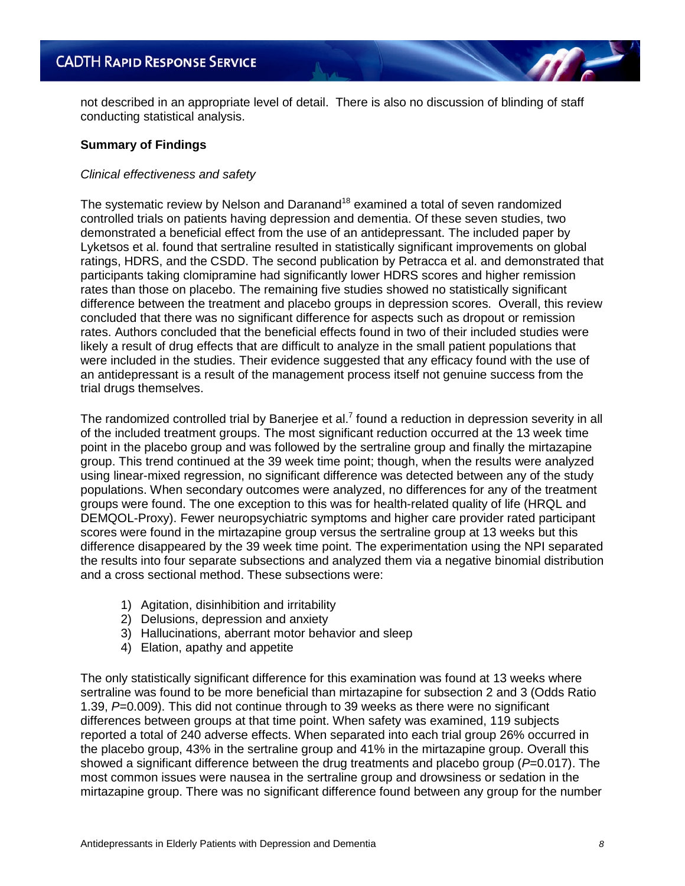not described in an appropriate level of detail. There is also no discussion of blinding of staff conducting statistical analysis.

**Summary of Findings**

*Clinical effectiveness and safety*

The systematic review by Nelson and Daranand[18] examined a total of seven randomized controlled trials on patients having depression and dementia. Of these seven studies, two demonstrated a beneficial effect from the use of an antidepressant. The included paper by Lyketsos et al. found that sertraline resulted in statistically significant improvements on global ratings, HDRS, and the CSDD. The second publication by Petracca et al. and demonstrated that participants taking clomipramine had significantly lower HDRS scores and higher remission rates than those on placebo. The remaining five studies showed no statistically significant difference between the treatment and placebo groups in depression scores. Overall, this review concluded that there was no significant difference for aspects such as dropout or remission rates. Authors concluded that the beneficial effects found in two of their included studies were likely a result of drug effects that are difficult to analyze in the small patient populations that were included in the studies. Their evidence suggested that any efficacy found with the use of an antidepressant is a result of the management process itself not genuine success from the trial drugs themselves.

The randomized controlled trial by Banerjee et al.[7] found a reduction in depression severity in all of the included treatment groups. The most significant reduction occurred at the 13 week time point in the placebo group and was followed by the sertraline group and finally the mirtazapine group. This trend continued at the 39 week time point; though, when the results were analyzed using linear-mixed regression, no significant difference was detected between any of the study populations. When secondary outcomes were analyzed, no differences for any of the treatment groups were found. The one exception to this was for health-related quality of life (HRQL and DEMQOL-Proxy). Fewer neuropsychiatric symptoms and higher care provider rated participant scores were found in the mirtazapine group versus the sertraline group at 13 weeks but this difference disappeared by the 39 week time point. The experimentation using the NPI separated the results into four separate subsections and analyzed them via a negative binomial distribution and a cross sectional method. These subsections were:

1) Agitation, disinhibition and irritability
2) Delusions, depression and anxiety
3) Hallucinations, aberrant motor behavior and sleep
4) Elation, apathy and appetite

The only statistically significant difference for this examination was found at 13 weeks where sertraline was found to be more beneficial than mirtazapine for subsection 2 and 3 (Odds Ratio 1.39, $P$=0.009). This did not continue through to 39 weeks as there were no significant differences between groups at that time point. When safety was examined, 119 subjects reported a total of 240 adverse effects. When separated into each trial group 26% occurred in the placebo group, 43% in the sertraline group and 41% in the mirtazapine group. Overall this showed a significant difference between the drug treatments and placebo group ($P$=0.017). The most common issues were nausea in the sertraline group and drowsiness or sedation in the mirtazapine group. There was no significant difference found between any group for the number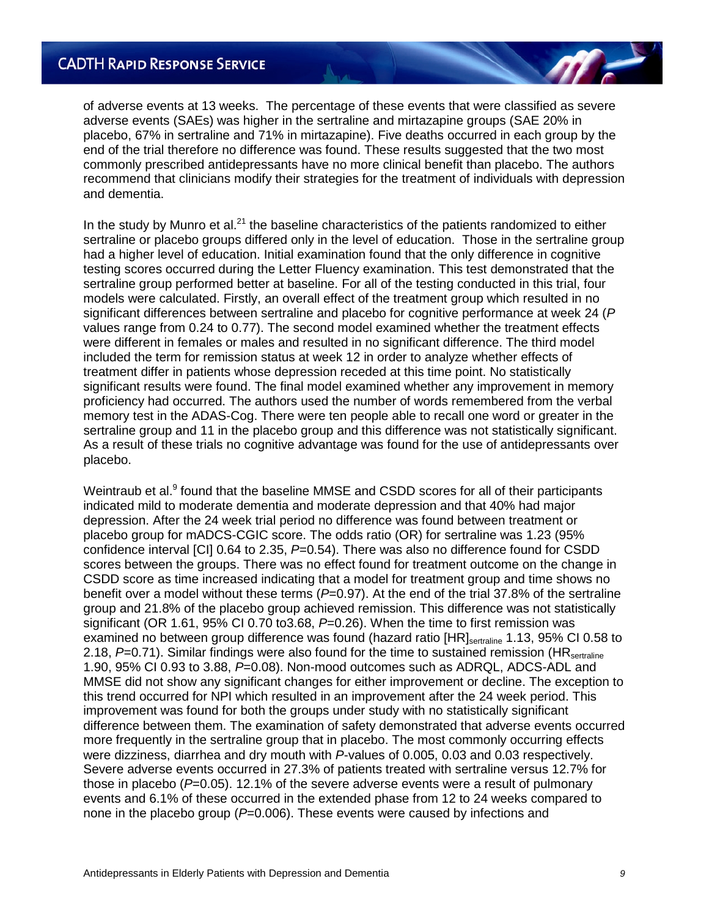of adverse events at 13 weeks. The percentage of these events that were classified as severe adverse events (SAEs) was higher in the sertraline and mirtazapine groups (SAE 20% in placebo, 67% in sertraline and 71% in mirtazapine). Five deaths occurred in each group by the end of the trial therefore no difference was found. These results suggested that the two most commonly prescribed antidepressants have no more clinical benefit than placebo. The authors recommend that clinicians modify their strategies for the treatment of individuals with depression and dementia.

In the study by Munro et al.[21] the baseline characteristics of the patients randomized to either sertraline or placebo groups differed only in the level of education. Those in the sertraline group had a higher level of education. Initial examination found that the only difference in cognitive testing scores occurred during the Letter Fluency examination. This test demonstrated that the sertraline group performed better at baseline. For all of the testing conducted in this trial, four models were calculated. Firstly, an overall effect of the treatment group which resulted in no significant differences between sertraline and placebo for cognitive performance at week 24 (*P* values range from 0.24 to 0.77). The second model examined whether the treatment effects were different in females or males and resulted in no significant difference. The third model included the term for remission status at week 12 in order to analyze whether effects of treatment differ in patients whose depression receded at this time point. No statistically significant results were found. The final model examined whether any improvement in memory proficiency had occurred. The authors used the number of words remembered from the verbal memory test in the ADAS-Cog. There were ten people able to recall one word or greater in the sertraline group and 11 in the placebo group and this difference was not statistically significant. As a result of these trials no cognitive advantage was found for the use of antidepressants over placebo.

Weintraub et al.[9] found that the baseline MMSE and CSDD scores for all of their participants indicated mild to moderate dementia and moderate depression and that 40% had major depression. After the 24 week trial period no difference was found between treatment or placebo group for mADCS-CGIC score. The odds ratio (OR) for sertraline was 1.23 (95% confidence interval [CI] 0.64 to 2.35, $P$=0.54). There was also no difference found for CSDD scores between the groups. There was no effect found for treatment outcome on the change in CSDD score as time increased indicating that a model for treatment group and time shows no benefit over a model without these terms ($P$=0.97). At the end of the trial 37.8% of the sertraline group and 21.8% of the placebo group achieved remission. This difference was not statistically significant (OR 1.61, 95% CI 0.70 to3.68, $P$=0.26). When the time to first remission was examined no between group difference was found (hazard ratio $[HR]_{sertraline}$ 1.13, 95% CI 0.58 to 2.18, $P$=0.71). Similar findings were also found for the time to sustained remission ($HR_{sertraline}$ 1.90, 95% CI 0.93 to 3.88, $P$=0.08). Non-mood outcomes such as ADRQL, ADCS-ADL and MMSE did not show any significant changes for either improvement or decline. The exception to this trend occurred for NPI which resulted in an improvement after the 24 week period. This improvement was found for both the groups under study with no statistically significant difference between them. The examination of safety demonstrated that adverse events occurred more frequently in the sertraline group that in placebo. The most commonly occurring effects were dizziness, diarrhea and dry mouth with $P$-values of 0.005, 0.03 and 0.03 respectively. Severe adverse events occurred in 27.3% of patients treated with sertraline versus 12.7% for those in placebo ($P$=0.05). 12.1% of the severe adverse events were a result of pulmonary events and 6.1% of these occurred in the extended phase from 12 to 24 weeks compared to none in the placebo group ($P$=0.006). These events were caused by infections and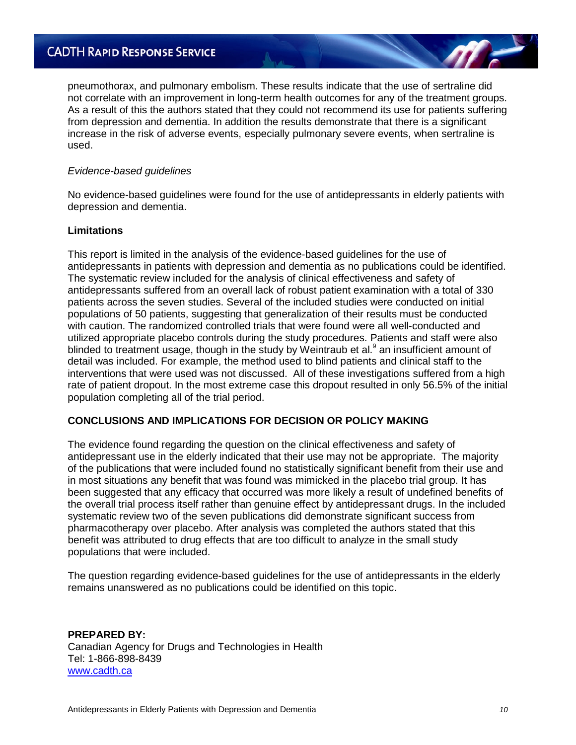pneumothorax, and pulmonary embolism. These results indicate that the use of sertraline did not correlate with an improvement in long-term health outcomes for any of the treatment groups. As a result of this the authors stated that they could not recommend its use for patients suffering from depression and dementia. In addition the results demonstrate that there is a significant increase in the risk of adverse events, especially pulmonary severe events, when sertraline is used.

*Evidence-based guidelines*

No evidence-based guidelines were found for the use of antidepressants in elderly patients with depression and dementia.

**Limitations**

This report is limited in the analysis of the evidence-based guidelines for the use of antidepressants in patients with depression and dementia as no publications could be identified. The systematic review included for the analysis of clinical effectiveness and safety of antidepressants suffered from an overall lack of robust patient examination with a total of 330 patients across the seven studies. Several of the included studies were conducted on initial populations of 50 patients, suggesting that generalization of their results must be conducted with caution. The randomized controlled trials that were found were all well-conducted and utilized appropriate placebo controls during the study procedures. Patients and staff were also blinded to treatment usage, though in the study by Weintraub et al.[9] an insufficient amount of detail was included. For example, the method used to blind patients and clinical staff to the interventions that were used was not discussed. All of these investigations suffered from a high rate of patient dropout. In the most extreme case this dropout resulted in only 56.5% of the initial population completing all of the trial period.

## CONCLUSIONS AND IMPLICATIONS FOR DECISION OR POLICY MAKING

The evidence found regarding the question on the clinical effectiveness and safety of antidepressant use in the elderly indicated that their use may not be appropriate. The majority of the publications that were included found no statistically significant benefit from their use and in most situations any benefit that was found was mimicked in the placebo trial group. It has been suggested that any efficacy that occurred was more likely a result of undefined benefits of the overall trial process itself rather than genuine effect by antidepressant drugs. In the included systematic review two of the seven publications did demonstrate significant success from pharmacotherapy over placebo. After analysis was completed the authors stated that this benefit was attributed to drug effects that are too difficult to analyze in the small study populations that were included.

The question regarding evidence-based guidelines for the use of antidepressants in the elderly remains unanswered as no publications could be identified on this topic.

**PREPARED BY:**
Canadian Agency for Drugs and Technologies in Health
Tel: 1-866-898-8439
[www.cadth.ca](http://www.cadth.ca)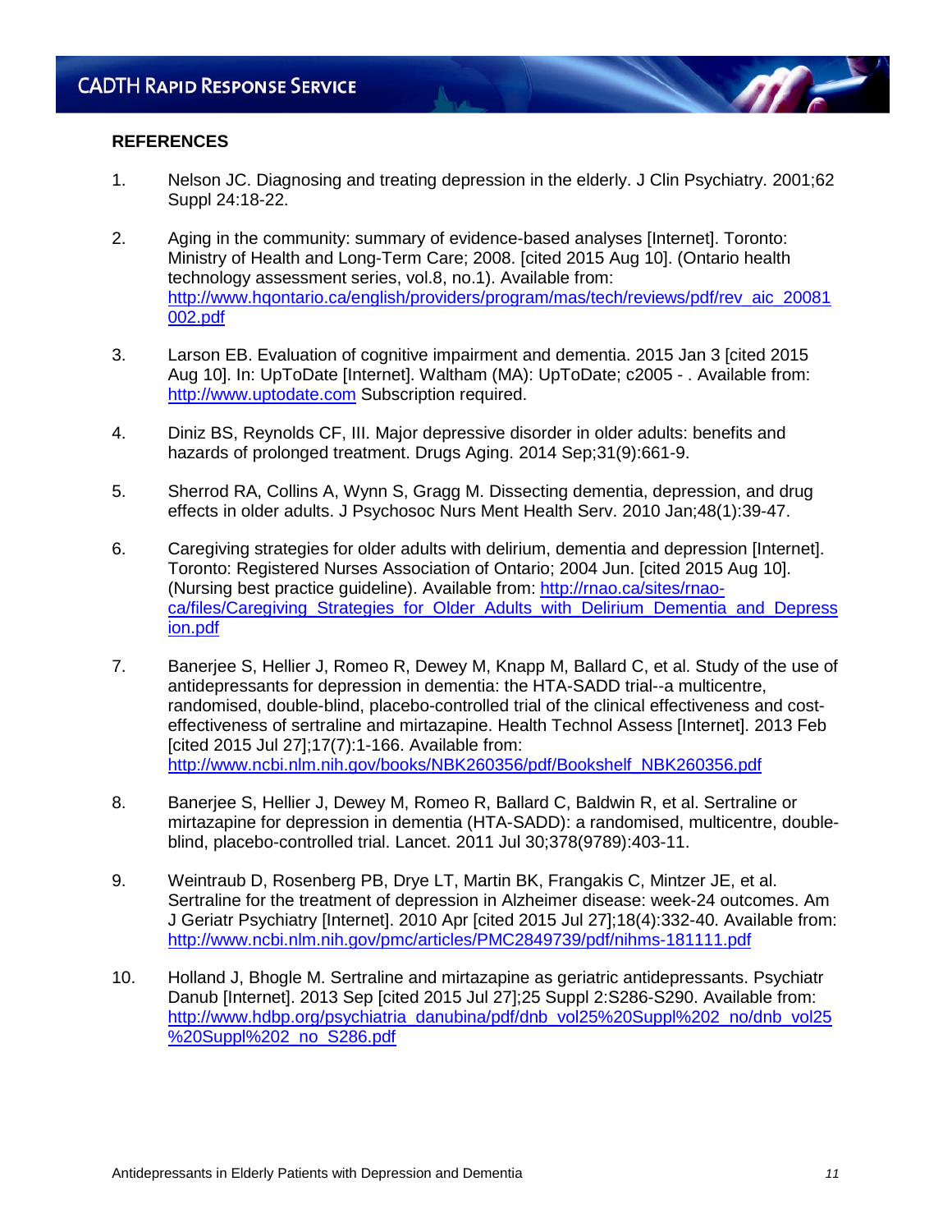## REFERENCES

1. Nelson JC. Diagnosing and treating depression in the elderly. J Clin Psychiatry. 2001;62 Suppl 24:18-22.

2. Aging in the community: summary of evidence-based analyses [Internet]. Toronto: Ministry of Health and Long-Term Care; 2008. [cited 2015 Aug 10]. (Ontario health technology assessment series, vol.8, no.1). Available from: http://www.hqontario.ca/english/providers/program/mas/tech/reviews/pdf/rev_aic_20081002.pdf

3. Larson EB. Evaluation of cognitive impairment and dementia. 2015 Jan 3 [cited 2015 Aug 10]. In: UpToDate [Internet]. Waltham (MA): UpToDate; c2005 - . Available from: http://www.uptodate.com Subscription required.

4. Diniz BS, Reynolds CF, III. Major depressive disorder in older adults: benefits and hazards of prolonged treatment. Drugs Aging. 2014 Sep;31(9):661-9.

5. Sherrod RA, Collins A, Wynn S, Gragg M. Dissecting dementia, depression, and drug effects in older adults. J Psychosoc Nurs Ment Health Serv. 2010 Jan;48(1):39-47.

6. Caregiving strategies for older adults with delirium, dementia and depression [Internet]. Toronto: Registered Nurses Association of Ontario; 2004 Jun. [cited 2015 Aug 10]. (Nursing best practice guideline). Available from: http://rnao.ca/sites/rnao-ca/files/Caregiving_Strategies_for_Older_Adults_with_Delirium_Dementia_and_Depression.pdf

7. Banerjee S, Hellier J, Romeo R, Dewey M, Knapp M, Ballard C, et al. Study of the use of antidepressants for depression in dementia: the HTA-SADD trial--a multicentre, randomised, double-blind, placebo-controlled trial of the clinical effectiveness and cost-effectiveness of sertraline and mirtazapine. Health Technol Assess [Internet]. 2013 Feb [cited 2015 Jul 27];17(7):1-166. Available from: http://www.ncbi.nlm.nih.gov/books/NBK260356/pdf/Bookshelf_NBK260356.pdf

8. Banerjee S, Hellier J, Dewey M, Romeo R, Ballard C, Baldwin R, et al. Sertraline or mirtazapine for depression in dementia (HTA-SADD): a randomised, multicentre, double-blind, placebo-controlled trial. Lancet. 2011 Jul 30;378(9789):403-11.

9. Weintraub D, Rosenberg PB, Drye LT, Martin BK, Frangakis C, Mintzer JE, et al. Sertraline for the treatment of depression in Alzheimer disease: week-24 outcomes. Am J Geriatr Psychiatry [Internet]. 2010 Apr [cited 2015 Jul 27];18(4):332-40. Available from: http://www.ncbi.nlm.nih.gov/pmc/articles/PMC2849739/pdf/nihms-181111.pdf

10. Holland J, Bhogle M. Sertraline and mirtazapine as geriatric antidepressants. Psychiatr Danub [Internet]. 2013 Sep [cited 2015 Jul 27];25 Suppl 2:S286-S290. Available from: http://www.hdbp.org/psychiatria_danubina/pdf/dnb_vol25%20Suppl%202_no/dnb_vol25%20Suppl%202_no_S286.pdf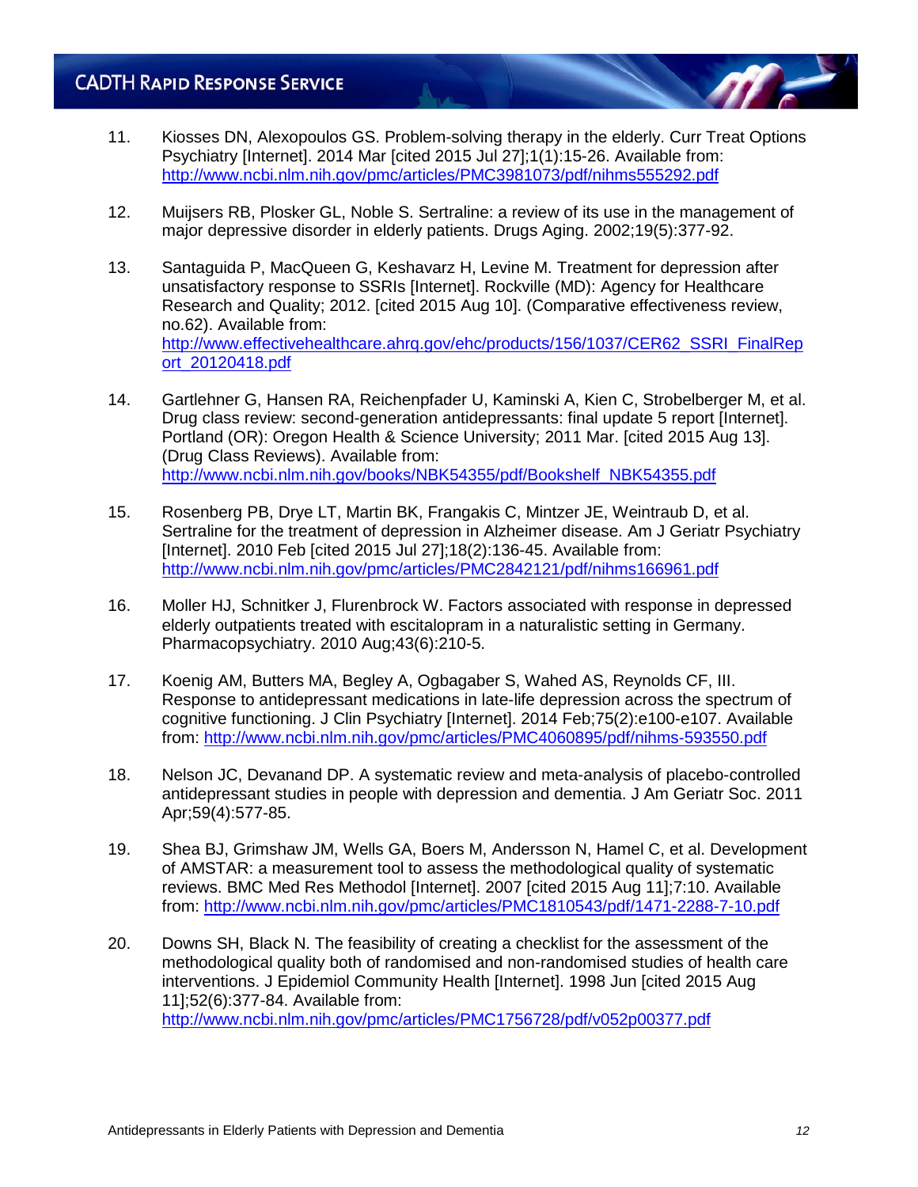11. Kiosses DN, Alexopoulos GS. Problem-solving therapy in the elderly. Curr Treat Options Psychiatry [Internet]. 2014 Mar [cited 2015 Jul 27];1(1):15-26. Available from: http://www.ncbi.nlm.nih.gov/pmc/articles/PMC3981073/pdf/nihms555292.pdf

12. Muijsers RB, Plosker GL, Noble S. Sertraline: a review of its use in the management of major depressive disorder in elderly patients. Drugs Aging. 2002;19(5):377-92.

13. Santaguida P, MacQueen G, Keshavarz H, Levine M. Treatment for depression after unsatisfactory response to SSRIs [Internet]. Rockville (MD): Agency for Healthcare Research and Quality; 2012. [cited 2015 Aug 10]. (Comparative effectiveness review, no.62). Available from: http://www.effectivehealthcare.ahrq.gov/ehc/products/156/1037/CER62_SSRI_FinalReport_20120418.pdf

14. Gartlehner G, Hansen RA, Reichenpfader U, Kaminski A, Kien C, Strobelberger M, et al. Drug class review: second-generation antidepressants: final update 5 report [Internet]. Portland (OR): Oregon Health & Science University; 2011 Mar. [cited 2015 Aug 13]. (Drug Class Reviews). Available from: http://www.ncbi.nlm.nih.gov/books/NBK54355/pdf/Bookshelf_NBK54355.pdf

15. Rosenberg PB, Drye LT, Martin BK, Frangakis C, Mintzer JE, Weintraub D, et al. Sertraline for the treatment of depression in Alzheimer disease. Am J Geriatr Psychiatry [Internet]. 2010 Feb [cited 2015 Jul 27];18(2):136-45. Available from: http://www.ncbi.nlm.nih.gov/pmc/articles/PMC2842121/pdf/nihms166961.pdf

16. Moller HJ, Schnitker J, Flurenbrock W. Factors associated with response in depressed elderly outpatients treated with escitalopram in a naturalistic setting in Germany. Pharmacopsychiatry. 2010 Aug;43(6):210-5.

17. Koenig AM, Butters MA, Begley A, Ogbagaber S, Wahed AS, Reynolds CF, III. Response to antidepressant medications in late-life depression across the spectrum of cognitive functioning. J Clin Psychiatry [Internet]. 2014 Feb;75(2):e100-e107. Available from: http://www.ncbi.nlm.nih.gov/pmc/articles/PMC4060895/pdf/nihms-593550.pdf

18. Nelson JC, Devanand DP. A systematic review and meta-analysis of placebo-controlled antidepressant studies in people with depression and dementia. J Am Geriatr Soc. 2011 Apr;59(4):577-85.

19. Shea BJ, Grimshaw JM, Wells GA, Boers M, Andersson N, Hamel C, et al. Development of AMSTAR: a measurement tool to assess the methodological quality of systematic reviews. BMC Med Res Methodol [Internet]. 2007 [cited 2015 Aug 11];7:10. Available from: http://www.ncbi.nlm.nih.gov/pmc/articles/PMC1810543/pdf/1471-2288-7-10.pdf

20. Downs SH, Black N. The feasibility of creating a checklist for the assessment of the methodological quality both of randomised and non-randomised studies of health care interventions. J Epidemiol Community Health [Internet]. 1998 Jun [cited 2015 Aug 11];52(6):377-84. Available from: http://www.ncbi.nlm.nih.gov/pmc/articles/PMC1756728/pdf/v052p00377.pdf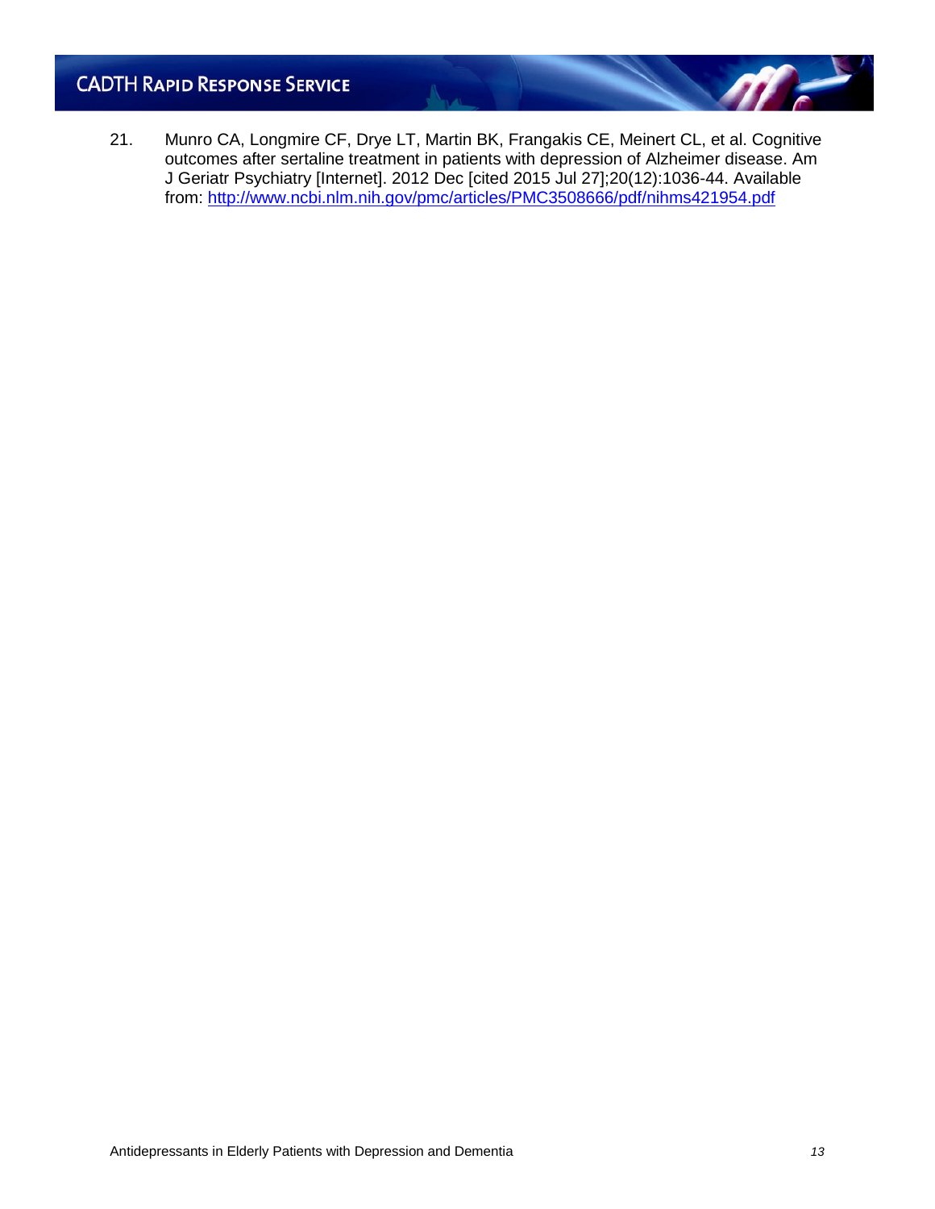21. Munro CA, Longmire CF, Drye LT, Martin BK, Frangakis CE, Meinert CL, et al. Cognitive outcomes after sertaline treatment in patients with depression of Alzheimer disease. Am J Geriatr Psychiatry [Internet]. 2012 Dec [cited 2015 Jul 27];20(12):1036-44. Available from: http://www.ncbi.nlm.nih.gov/pmc/articles/PMC3508666/pdf/nihms421954.pdf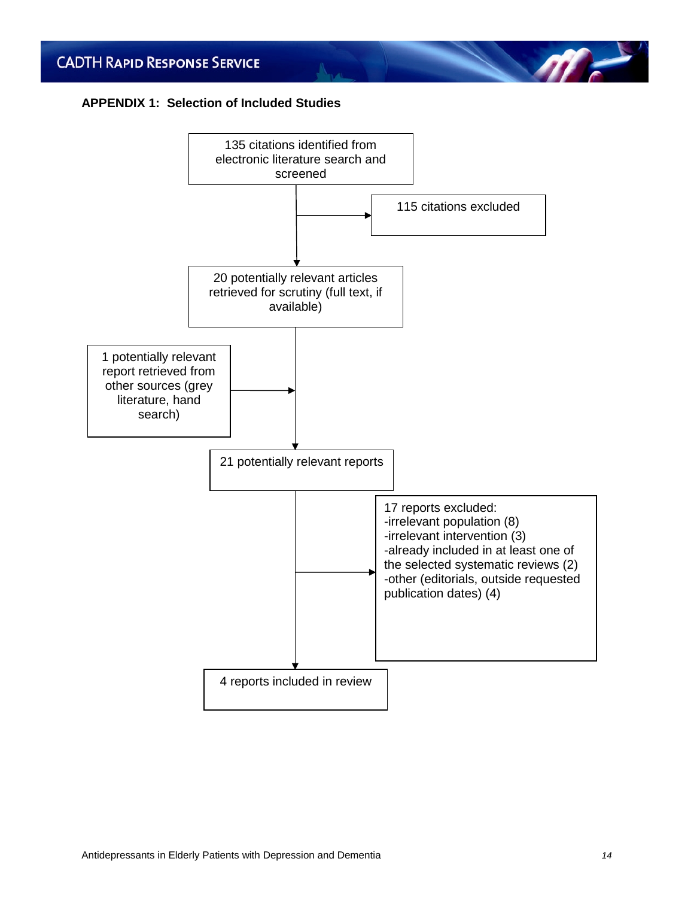## APPENDIX 1: Selection of Included Studies

135 citations identified from electronic literature search and screened

→ 115 citations excluded

20 potentially relevant articles retrieved for scrutiny (full text, if available)

1 potentially relevant report retrieved from other sources (grey literature, hand search)

21 potentially relevant reports

→ 17 reports excluded:
- -irrelevant population (8)
- -irrelevant intervention (3)
- -already included in at least one of the selected systematic reviews (2)
- -other (editorials, outside requested publication dates) (4)

4 reports included in review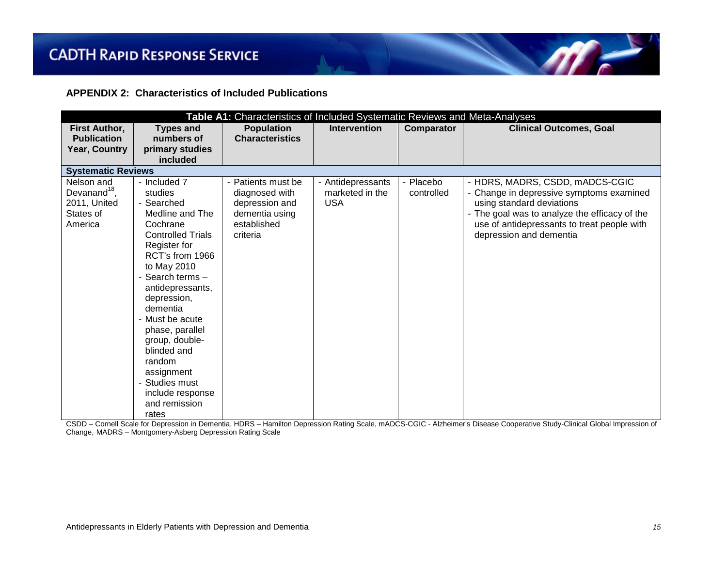## APPENDIX 2: Characteristics of Included Publications

| **Table A1:** Characteristics of Included Systematic Reviews and Meta-Analyses | | | | | |
|---|---|---|---|---|---|
| **First Author, Publication Year, Country** | **Types and numbers of primary studies included** | **Population Characteristics** | **Intervention** | **Comparator** | **Clinical Outcomes, Goal** |
| **Systematic Reviews** | | | | | |
| Nelson and Devanand[18], 2011, United States of America | - Included 7 studies<br>- Searched Medline and The Cochrane Controlled Trials Register for RCT's from 1966 to May 2010<br>- Search terms – antidepressants, depression, dementia<br>- Must be acute phase, parallel group, double-blinded and random assignment<br>- Studies must include response and remission rates | - Patients must be diagnosed with depression and dementia using established criteria | - Antidepressants marketed in the USA | - Placebo controlled | - HDRS, MADRS, CSDD, mADCS-CGIC<br>- Change in depressive symptoms examined using standard deviations<br>- The goal was to analyze the efficacy of the use of antidepressants to treat people with depression and dementia |

CSDD – Cornell Scale for Depression in Dementia, HDRS – Hamilton Depression Rating Scale, mADCS-CGIC - Alzheimer's Disease Cooperative Study-Clinical Global Impression of Change, MADRS – Montgomery-Asberg Depression Rating Scale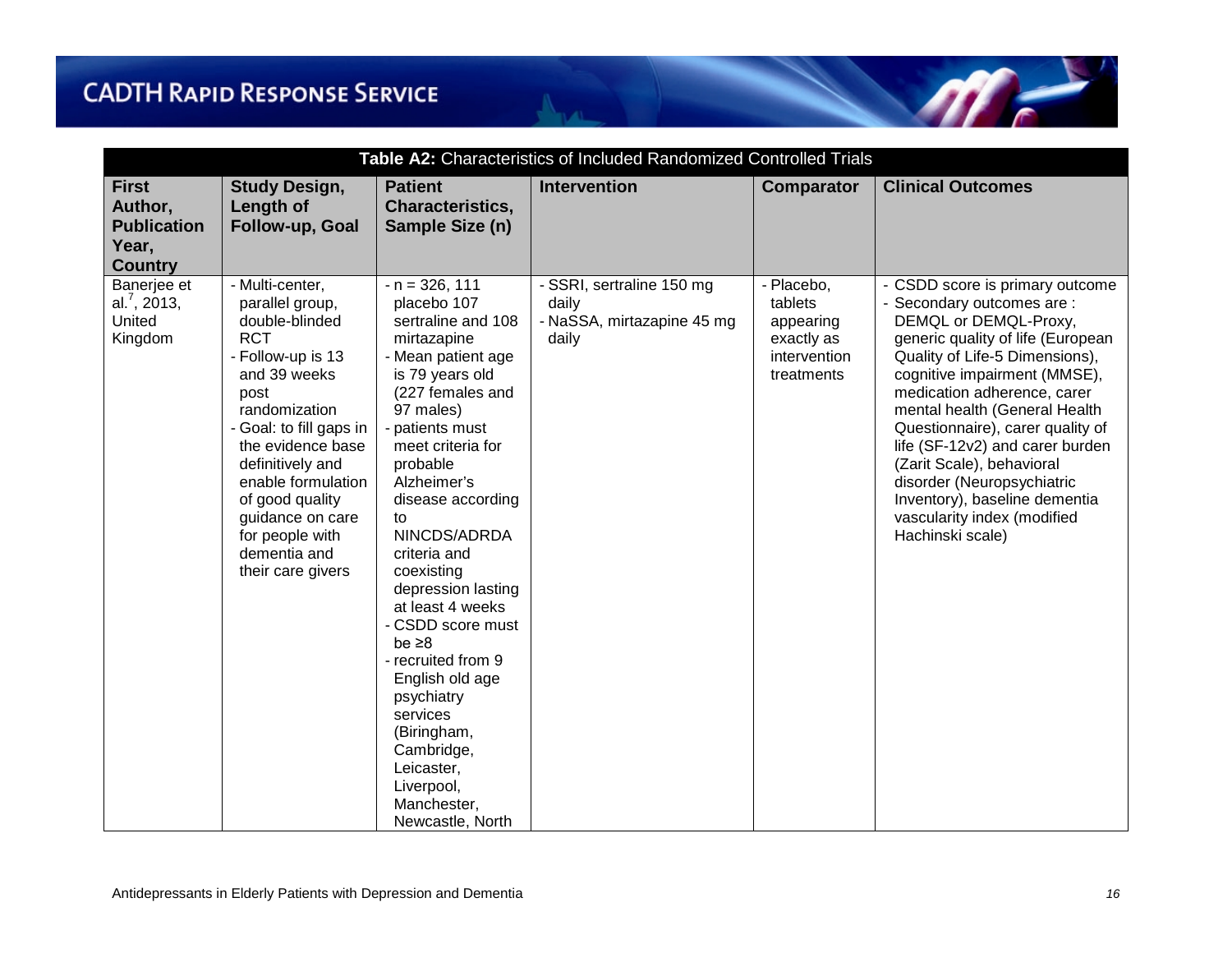**Table A2:** Characteristics of Included Randomized Controlled Trials

| First Author, Publication Year, Country | Study Design, Length of Follow-up, Goal | Patient Characteristics, Sample Size (n) | Intervention | Comparator | Clinical Outcomes |
|---|---|---|---|---|---|
| Banerjee et al.[7], 2013, United Kingdom | - Multi-center, parallel group, double-blinded RCT<br>- Follow-up is 13 and 39 weeks post randomization<br>- Goal: to fill gaps in the evidence base definitively and enable formulation of good quality guidance on care for people with dementia and their care givers | - n = 326, 111 placebo 107 sertraline and 108 mirtazapine<br>- Mean patient age is 79 years old (227 females and 97 males)<br>- patients must meet criteria for probable Alzheimer's disease according to NINCDS/ADRDA criteria and coexisting depression lasting at least 4 weeks<br>- CSDD score must be ≥8<br>- recruited from 9 English old age psychiatry services (Biringham, Cambridge, Leicaster, Liverpool, Manchester, Newcastle, North | - SSRI, sertraline 150 mg daily<br>- NaSSA, mirtazapine 45 mg daily | - Placebo, tablets appearing exactly as intervention treatments | - CSDD score is primary outcome<br>- Secondary outcomes are : DEMQL or DEMQL-Proxy, generic quality of life (European Quality of Life-5 Dimensions), cognitive impairment (MMSE), medication adherence, carer mental health (General Health Questionnaire), carer quality of life (SF-12v2) and carer burden (Zarit Scale), behavioral disorder (Neuropsychiatric Inventory), baseline dementia vascularity index (modified Hachinski scale) |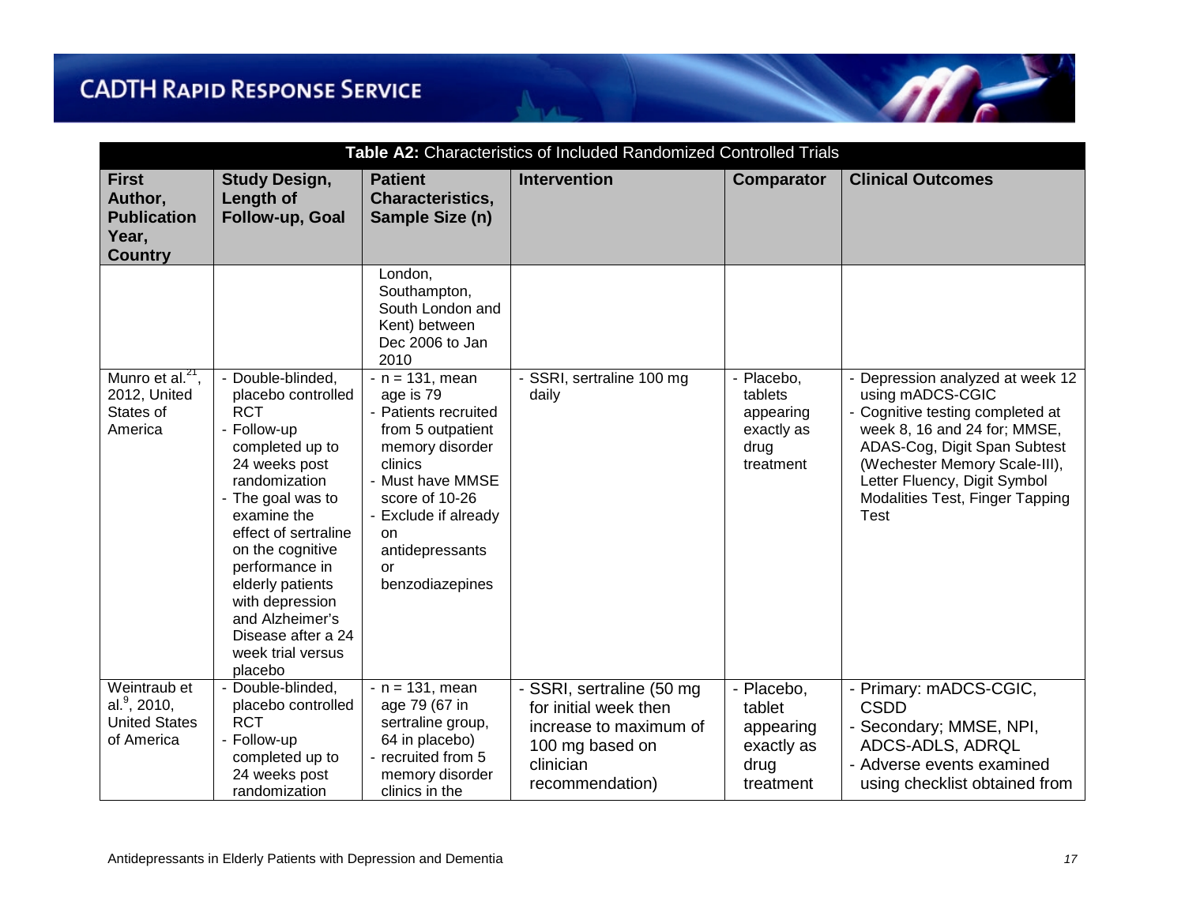| **Table A2:** Characteristics of Included Randomized Controlled Trials | | | | | |
|---|---|---|---|---|---|
| **First Author, Publication Year, Country** | **Study Design, Length of Follow-up, Goal** | **Patient Characteristics, Sample Size (n)** | **Intervention** | **Comparator** | **Clinical Outcomes** |
| | | London, Southampton, South London and Kent) between Dec 2006 to Jan 2010 | | | |
| Munro et al.[21], 2012, United States of America | - Double-blinded, placebo controlled RCT<br>- Follow-up completed up to 24 weeks post randomization<br>- The goal was to examine the effect of sertraline on the cognitive performance in elderly patients with depression and Alzheimer's Disease after a 24 week trial versus placebo | - n = 131, mean age is 79<br>- Patients recruited from 5 outpatient memory disorder clinics<br>- Must have MMSE score of 10-26<br>- Exclude if already on antidepressants or benzodiazepines | - SSRI, sertraline 100 mg daily | - Placebo, tablets appearing exactly as drug treatment | - Depression analyzed at week 12 using mADCS-CGIC<br>- Cognitive testing completed at week 8, 16 and 24 for; MMSE, ADAS-Cog, Digit Span Subtest (Wechester Memory Scale-III), Letter Fluency, Digit Symbol Modalities Test, Finger Tapping Test |
| Weintraub et al.[9], 2010, United States of America | - Double-blinded, placebo controlled RCT<br>- Follow-up completed up to 24 weeks post randomization | - n = 131, mean age 79 (67 in sertraline group, 64 in placebo)<br>- recruited from 5 memory disorder clinics in the | - SSRI, sertraline (50 mg for initial week then increase to maximum of 100 mg based on clinician recommendation) | - Placebo, tablet appearing exactly as drug treatment | - Primary: mADCS-CGIC, CSDD<br>- Secondary; MMSE, NPI, ADCS-ADLS, ADRQL<br>- Adverse events examined using checklist obtained from |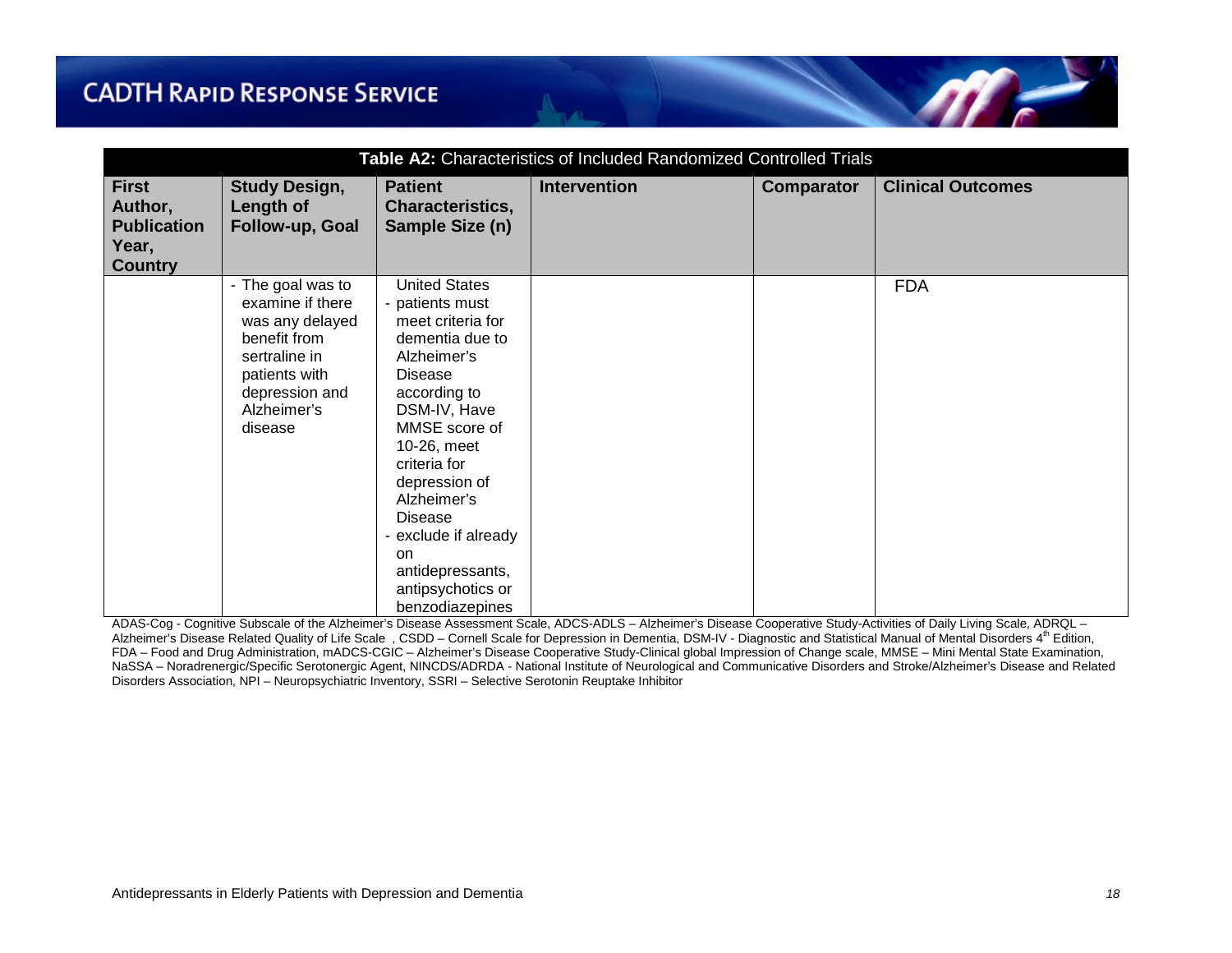**Table A2:** Characteristics of Included Randomized Controlled Trials

| First Author, Publication Year, Country | Study Design, Length of Follow-up, Goal | Patient Characteristics, Sample Size (n) | Intervention | Comparator | Clinical Outcomes |
|---|---|---|---|---|---|
| | - The goal was to examine if there was any delayed benefit from sertraline in patients with depression and Alzheimer's disease | United States<br>- patients must meet criteria for dementia due to Alzheimer's Disease according to DSM-IV, Have MMSE score of 10-26, meet criteria for depression of Alzheimer's Disease<br>- exclude if already on antidepressants, antipsychotics or benzodiazepines | | | FDA |

ADAS-Cog - Cognitive Subscale of the Alzheimer's Disease Assessment Scale, ADCS-ADLS – Alzheimer's Disease Cooperative Study-Activities of Daily Living Scale, ADRQL – Alzheimer's Disease Related Quality of Life Scale , CSDD – Cornell Scale for Depression in Dementia, DSM-IV - Diagnostic and Statistical Manual of Mental Disorders 4th Edition, FDA – Food and Drug Administration, mADCS-CGIC – Alzheimer's Disease Cooperative Study-Clinical global Impression of Change scale, MMSE – Mini Mental State Examination, NaSSA – Noradrenergic/Specific Serotonergic Agent, NINCDS/ADRDA - National Institute of Neurological and Communicative Disorders and Stroke/Alzheimer's Disease and Related Disorders Association, NPI – Neuropsychiatric Inventory, SSRI – Selective Serotonin Reuptake Inhibitor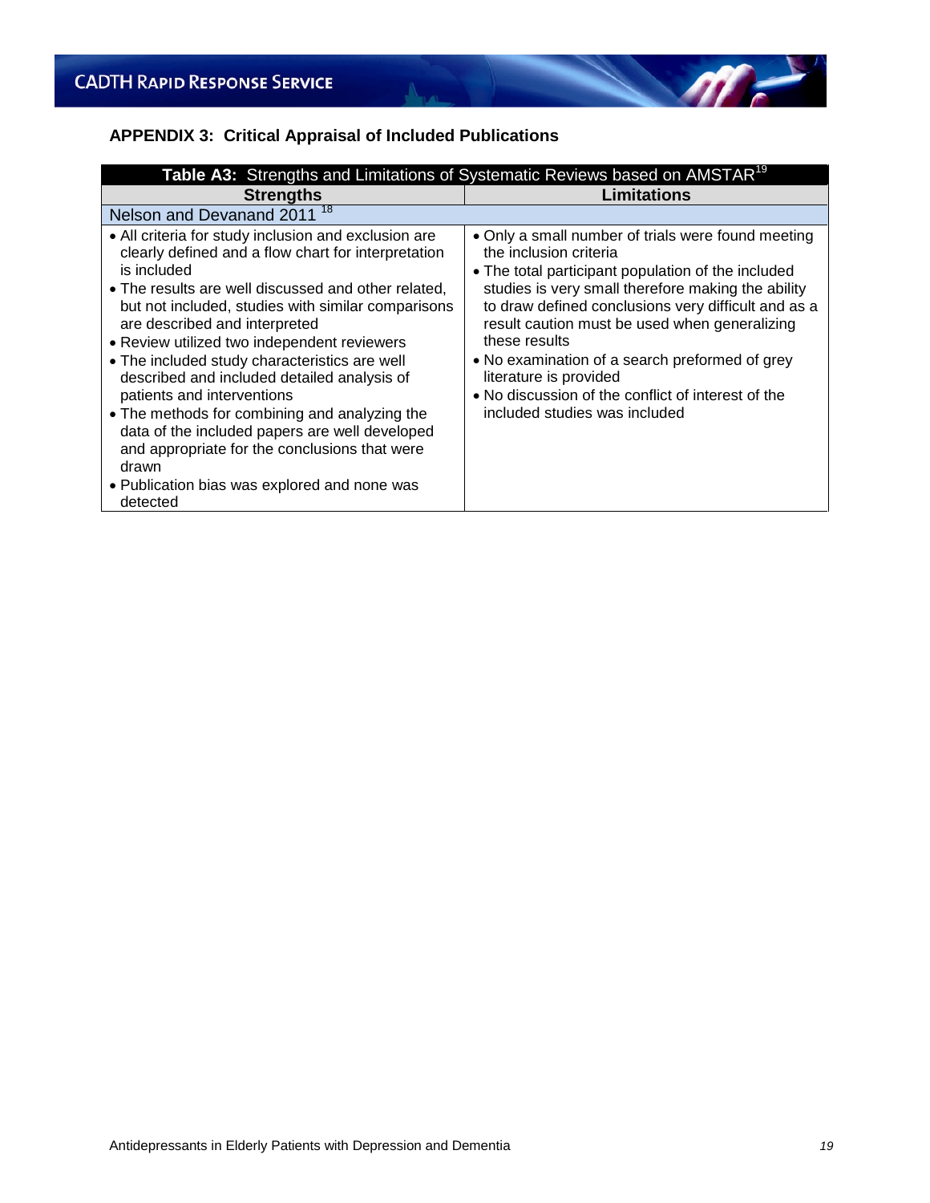## APPENDIX 3: Critical Appraisal of Included Publications

**Table A3:** Strengths and Limitations of Systematic Reviews based on AMSTAR[19]

| Strengths | Limitations |
|---|---|
| Nelson and Devanand 2011 [18] | |
| • All criteria for study inclusion and exclusion are clearly defined and a flow chart for interpretation is included<br>• The results are well discussed and other related, but not included, studies with similar comparisons are described and interpreted<br>• Review utilized two independent reviewers<br>• The included study characteristics are well described and included detailed analysis of patients and interventions<br>• The methods for combining and analyzing the data of the included papers are well developed and appropriate for the conclusions that were drawn<br>• Publication bias was explored and none was detected | • Only a small number of trials were found meeting the inclusion criteria<br>• The total participant population of the included studies is very small therefore making the ability to draw defined conclusions very difficult and as a result caution must be used when generalizing these results<br>• No examination of a search preformed of grey literature is provided<br>• No discussion of the conflict of interest of the included studies was included |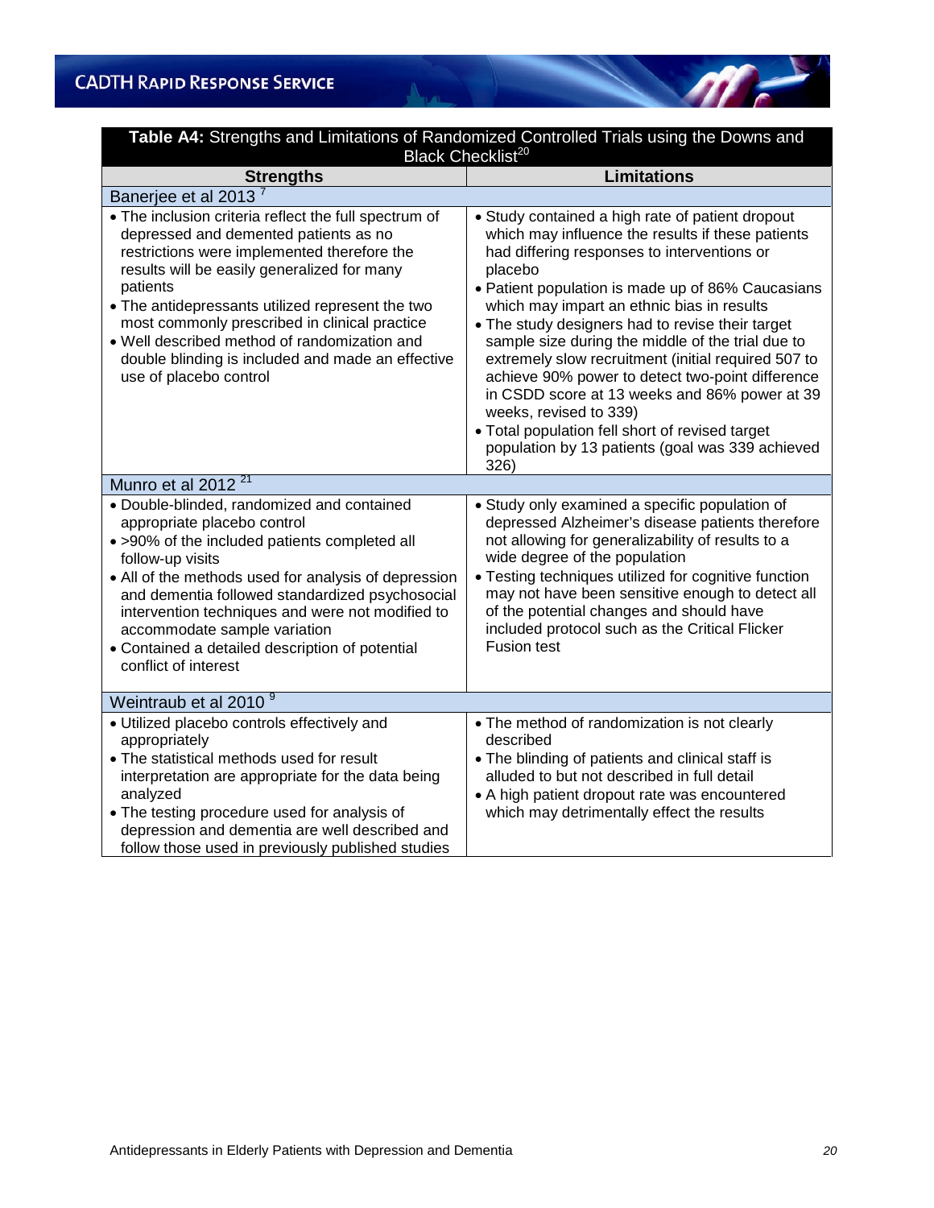**Table A4:** Strengths and Limitations of Randomized Controlled Trials using the Downs and Black Checklist[20]

| Strengths | Limitations |
|---|---|
| **Banerjee et al 2013 [7]** | |
| • The inclusion criteria reflect the full spectrum of depressed and demented patients as no restrictions were implemented therefore the results will be easily generalized for many patients<br>• The antidepressants utilized represent the two most commonly prescribed in clinical practice<br>• Well described method of randomization and double blinding is included and made an effective use of placebo control | • Study contained a high rate of patient dropout which may influence the results if these patients had differing responses to interventions or placebo<br>• Patient population is made up of 86% Caucasians which may impart an ethnic bias in results<br>• The study designers had to revise their target sample size during the middle of the trial due to extremely slow recruitment (initial required 507 to achieve 90% power to detect two-point difference in CSDD score at 13 weeks and 86% power at 39 weeks, revised to 339)<br>• Total population fell short of revised target population by 13 patients (goal was 339 achieved 326) |
| **Munro et al 2012 [21]** | |
| • Double-blinded, randomized and contained appropriate placebo control<br>• >90% of the included patients completed all follow-up visits<br>• All of the methods used for analysis of depression and dementia followed standardized psychosocial intervention techniques and were not modified to accommodate sample variation<br>• Contained a detailed description of potential conflict of interest | • Study only examined a specific population of depressed Alzheimer's disease patients therefore not allowing for generalizability of results to a wide degree of the population<br>• Testing techniques utilized for cognitive function may not have been sensitive enough to detect all of the potential changes and should have included protocol such as the Critical Flicker Fusion test |
| **Weintraub et al 2010 [9]** | |
| • Utilized placebo controls effectively and appropriately<br>• The statistical methods used for result interpretation are appropriate for the data being analyzed<br>• The testing procedure used for analysis of depression and dementia are well described and follow those used in previously published studies | • The method of randomization is not clearly described<br>• The blinding of patients and clinical staff is alluded to but not described in full detail<br>• A high patient dropout rate was encountered which may detrimentally effect the results |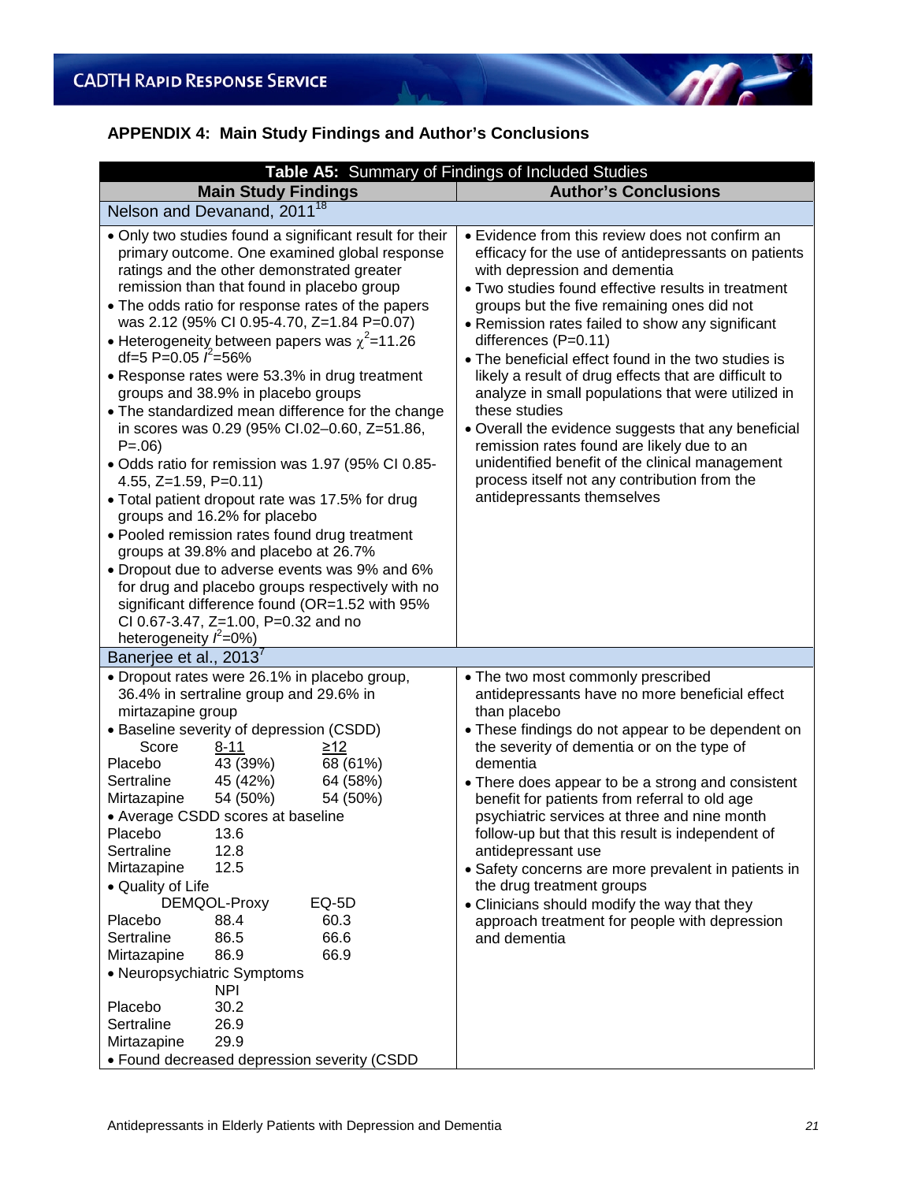## APPENDIX 4: Main Study Findings and Author's Conclusions

**Table A5:** Summary of Findings of Included Studies

| Main Study Findings | Author's Conclusions |
|---|---|
| **Nelson and Devanand, 2011[18]** | |
| • Only two studies found a significant result for their primary outcome. One examined global response ratings and the other demonstrated greater remission than that found in placebo group<br>• The odds ratio for response rates of the papers was 2.12 (95% CI 0.95-4.70, Z=1.84 P=0.07)<br>• Heterogeneity between papers was $\chi^2$=11.26 df=5 P=0.05 $I^2$=56%<br>• Response rates were 53.3% in drug treatment groups and 38.9% in placebo groups<br>• The standardized mean difference for the change in scores was 0.29 (95% CI.02–0.60, Z=51.86, P=.06)<br>• Odds ratio for remission was 1.97 (95% CI 0.85-4.55, Z=1.59, P=0.11)<br>• Total patient dropout rate was 17.5% for drug groups and 16.2% for placebo<br>• Pooled remission rates found drug treatment groups at 39.8% and placebo at 26.7%<br>• Dropout due to adverse events was 9% and 6% for drug and placebo groups respectively with no significant difference found (OR=1.52 with 95% CI 0.67-3.47, Z=1.00, P=0.32 and no heterogeneity $I^2$=0%) | • Evidence from this review does not confirm an efficacy for the use of antidepressants on patients with depression and dementia<br>• Two studies found effective results in treatment groups but the five remaining ones did not<br>• Remission rates failed to show any significant differences (P=0.11)<br>• The beneficial effect found in the two studies is likely a result of drug effects that are difficult to analyze in small populations that were utilized in these studies<br>• Overall the evidence suggests that any beneficial remission rates found are likely due to an unidentified benefit of the clinical management process itself not any contribution from the antidepressants themselves |
| **Banerjee et al., 2013[7]** | |
| • Dropout rates were 26.1% in placebo group, 36.4% in sertraline group and 29.6% in mirtazapine group<br>• Baseline severity of depression (CSDD)<br>Score: 8-11 / ≥12<br>Placebo: 43 (39%) / 68 (61%)<br>Sertraline: 45 (42%) / 64 (58%)<br>Mirtazapine: 54 (50%) / 54 (50%)<br>• Average CSDD scores at baseline<br>Placebo: 13.6<br>Sertraline: 12.8<br>Mirtazapine: 12.5<br>• Quality of Life<br>DEMQOL-Proxy / EQ-5D<br>Placebo: 88.4 / 60.3<br>Sertraline: 86.5 / 66.6<br>Mirtazapine: 86.9 / 66.9<br>• Neuropsychiatric Symptoms<br>NPI<br>Placebo: 30.2<br>Sertraline: 26.9<br>Mirtazapine: 29.9<br>• Found decreased depression severity (CSDD | • The two most commonly prescribed antidepressants have no more beneficial effect than placebo<br>• These findings do not appear to be dependent on the severity of dementia or on the type of dementia<br>• There does appear to be a strong and consistent benefit for patients from referral to old age psychiatric services at three and nine month follow-up but that this result is independent of antidepressant use<br>• Safety concerns are more prevalent in patients in the drug treatment groups<br>• Clinicians should modify the way that they approach treatment for people with depression and dementia |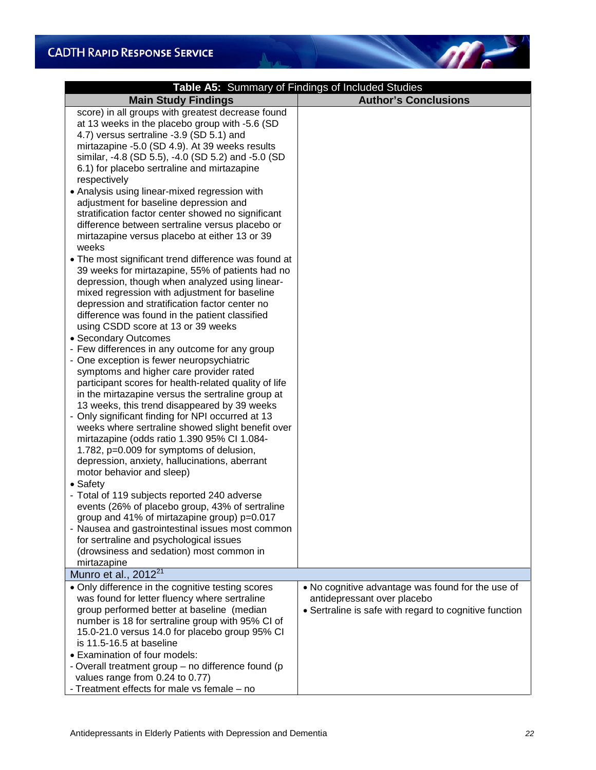| Table A5: Summary of Findings of Included Studies | |
|---|---|
| **Main Study Findings** | **Author's Conclusions** |
| score) in all groups with greatest decrease found at 13 weeks in the placebo group with -5.6 (SD 4.7) versus sertraline -3.9 (SD 5.1) and mirtazapine -5.0 (SD 4.9). At 39 weeks results similar, -4.8 (SD 5.5), -4.0 (SD 5.2) and -5.0 (SD 6.1) for placebo sertraline and mirtazapine respectively<br>• Analysis using linear-mixed regression with adjustment for baseline depression and stratification factor center showed no significant difference between sertraline versus placebo or mirtazapine versus placebo at either 13 or 39 weeks<br>• The most significant trend difference was found at 39 weeks for mirtazapine, 55% of patients had no depression, though when analyzed using linear-mixed regression with adjustment for baseline depression and stratification factor center no difference was found in the patient classified using CSDD score at 13 or 39 weeks<br>• Secondary Outcomes<br>- Few differences in any outcome for any group<br>- One exception is fewer neuropsychiatric symptoms and higher care provider rated participant scores for health-related quality of life in the mirtazapine versus the sertraline group at 13 weeks, this trend disappeared by 39 weeks<br>- Only significant finding for NPI occurred at 13 weeks where sertraline showed slight benefit over mirtazapine (odds ratio 1.390 95% CI 1.084-1.782, p=0.009 for symptoms of delusion, depression, anxiety, hallucinations, aberrant motor behavior and sleep)<br>• Safety<br>- Total of 119 subjects reported 240 adverse events (26% of placebo group, 43% of sertraline group and 41% of mirtazapine group) p=0.017<br>- Nausea and gastrointestinal issues most common for sertraline and psychological issues (drowsiness and sedation) most common in mirtazapine | |
| **Munro et al., 2012[21]** | |
| • Only difference in the cognitive testing scores was found for letter fluency where sertraline group performed better at baseline (median number is 18 for sertraline group with 95% CI of 15.0-21.0 versus 14.0 for placebo group 95% CI is 11.5-16.5 at baseline<br>• Examination of four models:<br>- Overall treatment group – no difference found (p values range from 0.24 to 0.77)<br>- Treatment effects for male vs female – no | • No cognitive advantage was found for the use of antidepressant over placebo<br>• Sertraline is safe with regard to cognitive function |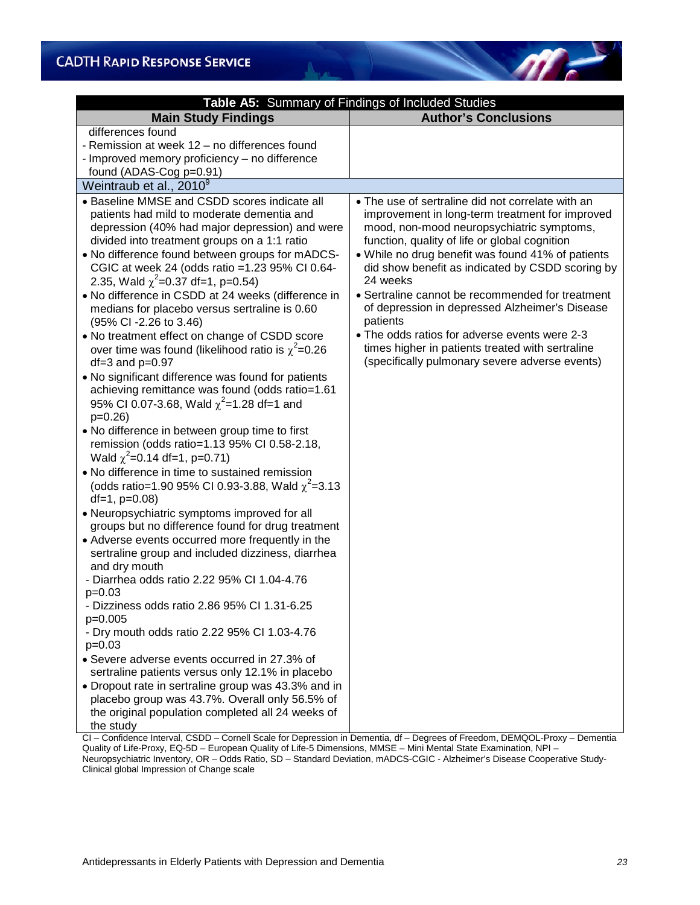| **Table A5:** Summary of Findings of Included Studies | |
|---|---|
| **Main Study Findings** | **Author's Conclusions** |
| differences found<br>- Remission at week 12 – no differences found<br>- Improved memory proficiency – no difference found (ADAS-Cog p=0.91) | |
| Weintraub et al., 2010[9] | |
| • Baseline MMSE and CSDD scores indicate all patients had mild to moderate dementia and depression (40% had major depression) and were divided into treatment groups on a 1:1 ratio<br>• No difference found between groups for mADCS-CGIC at week 24 (odds ratio =1.23 95% CI 0.64-2.35, Wald $\chi^2$=0.37 df=1, p=0.54)<br>• No difference in CSDD at 24 weeks (difference in medians for placebo versus sertraline is 0.60 (95% CI -2.26 to 3.46)<br>• No treatment effect on change of CSDD score over time was found (likelihood ratio is $\chi^2$=0.26 df=3 and p=0.97<br>• No significant difference was found for patients achieving remittance was found (odds ratio=1.61 95% CI 0.07-3.68, Wald $\chi^2$=1.28 df=1 and p=0.26)<br>• No difference in between group time to first remission (odds ratio=1.13 95% CI 0.58-2.18, Wald $\chi^2$=0.14 df=1, p=0.71)<br>• No difference in time to sustained remission (odds ratio=1.90 95% CI 0.93-3.88, Wald $\chi^2$=3.13 df=1, p=0.08)<br>• Neuropsychiatric symptoms improved for all groups but no difference found for drug treatment<br>• Adverse events occurred more frequently in the sertraline group and included dizziness, diarrhea and dry mouth<br>- Diarrhea odds ratio 2.22 95% CI 1.04-4.76 p=0.03<br>- Dizziness odds ratio 2.86 95% CI 1.31-6.25 p=0.005<br>- Dry mouth odds ratio 2.22 95% CI 1.03-4.76 p=0.03<br>• Severe adverse events occurred in 27.3% of sertraline patients versus only 12.1% in placebo<br>• Dropout rate in sertraline group was 43.3% and in placebo group was 43.7%. Overall only 56.5% of the original population completed all 24 weeks of the study | • The use of sertraline did not correlate with an improvement in long-term treatment for improved mood, non-mood neuropsychiatric symptoms, function, quality of life or global cognition<br>• While no drug benefit was found 41% of patients did show benefit as indicated by CSDD scoring by 24 weeks<br>• Sertraline cannot be recommended for treatment of depression in depressed Alzheimer's Disease patients<br>• The odds ratios for adverse events were 2-3 times higher in patients treated with sertraline (specifically pulmonary severe adverse events) |

CI – Confidence Interval, CSDD – Cornell Scale for Depression in Dementia, df – Degrees of Freedom, DEMQOL-Proxy – Dementia Quality of Life-Proxy, EQ-5D – European Quality of Life-5 Dimensions, MMSE – Mini Mental State Examination, NPI – Neuropsychiatric Inventory, OR – Odds Ratio, SD – Standard Deviation, mADCS-CGIC - Alzheimer's Disease Cooperative Study-Clinical global Impression of Change scale